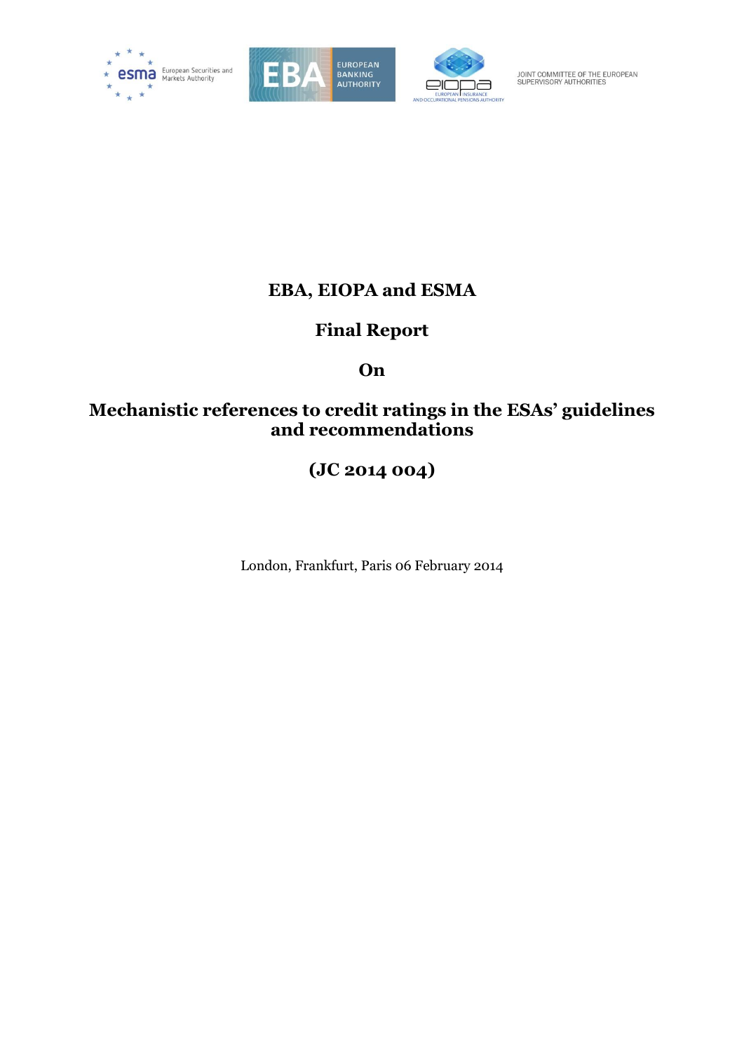European Securities and Markets Authority

EUROPEAN BANKING AUTHORITY

EUROPEAN INSURANCE AND OCCUPATIONAL PENSIONS AUTHORITY

JOINT COMMITTEE OF THE EUROPEAN SUPERVISORY AUTHORITIES

# EBA, EIOPA and ESMA

# Final Report

# On

# Mechanistic references to credit ratings in the ESAs' guidelines and recommendations

# (JC 2014 004)

London, Frankfurt, Paris 06 February 2014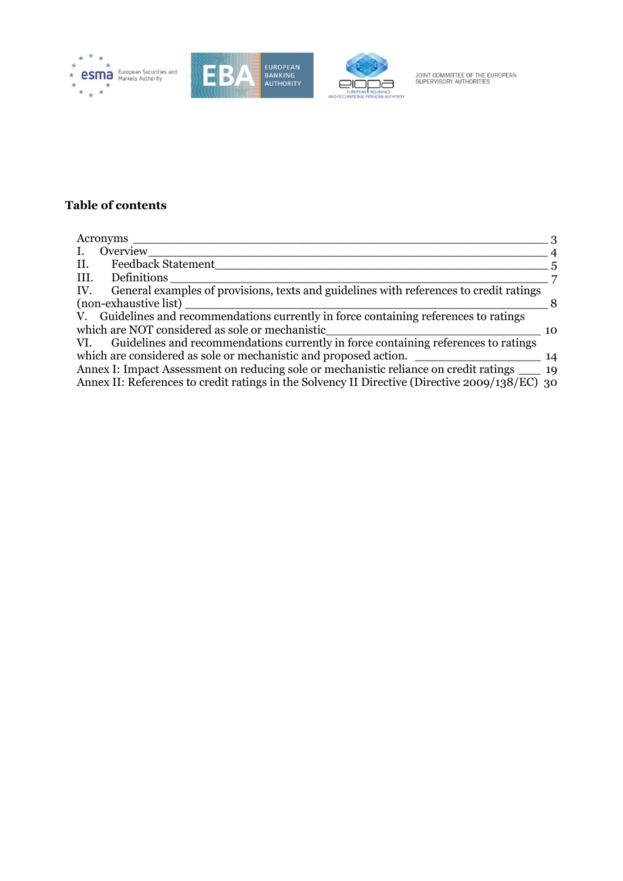**Table of contents**

- Acronyms ____ 3
- I. Overview ____ 4
- II. Feedback Statement ____ 5
- III. Definitions ____ 7
- IV. General examples of provisions, texts and guidelines with references to credit ratings (non-exhaustive list) ____ 8
- V. Guidelines and recommendations currently in force containing references to ratings which are NOT considered as sole or mechanistic ____ 10
- VI. Guidelines and recommendations currently in force containing references to ratings which are considered as sole or mechanistic and proposed action. ____ 14
- Annex I: Impact Assessment on reducing sole or mechanistic reliance on credit ratings ____ 19
- Annex II: References to credit ratings in the Solvency II Directive (Directive 2009/138/EC) 30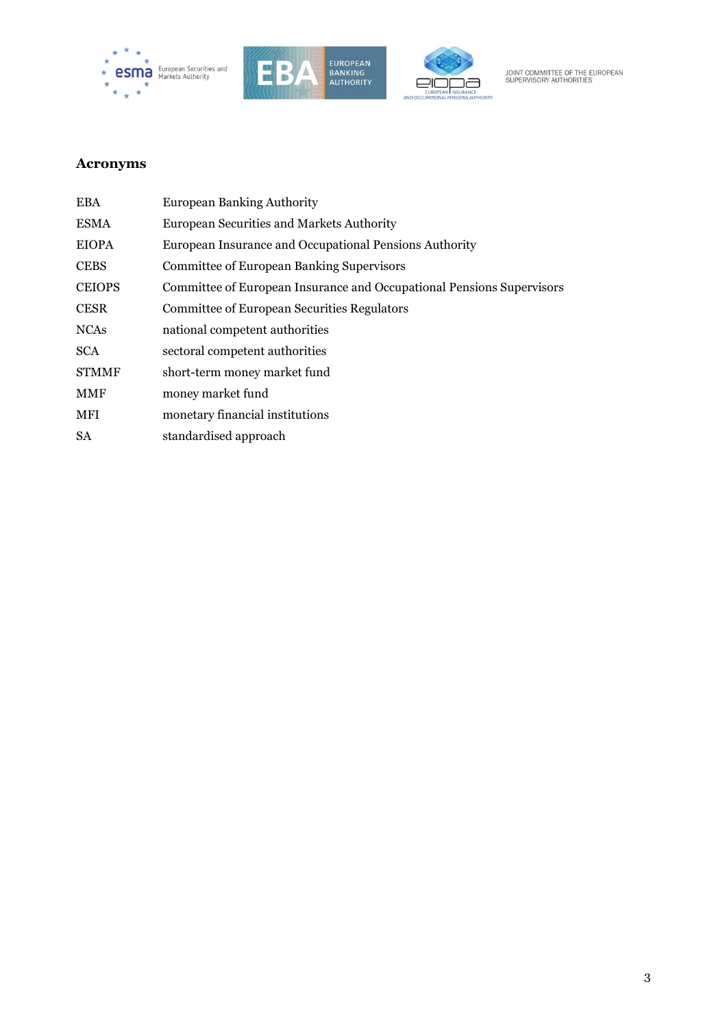## Acronyms

| | |
|---|---|
| EBA | European Banking Authority |
| ESMA | European Securities and Markets Authority |
| EIOPA | European Insurance and Occupational Pensions Authority |
| CEBS | Committee of European Banking Supervisors |
| CEIOPS | Committee of European Insurance and Occupational Pensions Supervisors |
| CESR | Committee of European Securities Regulators |
| NCAs | national competent authorities |
| SCA | sectoral competent authorities |
| STMMF | short-term money market fund |
| MMF | money market fund |
| MFI | monetary financial institutions |
| SA | standardised approach |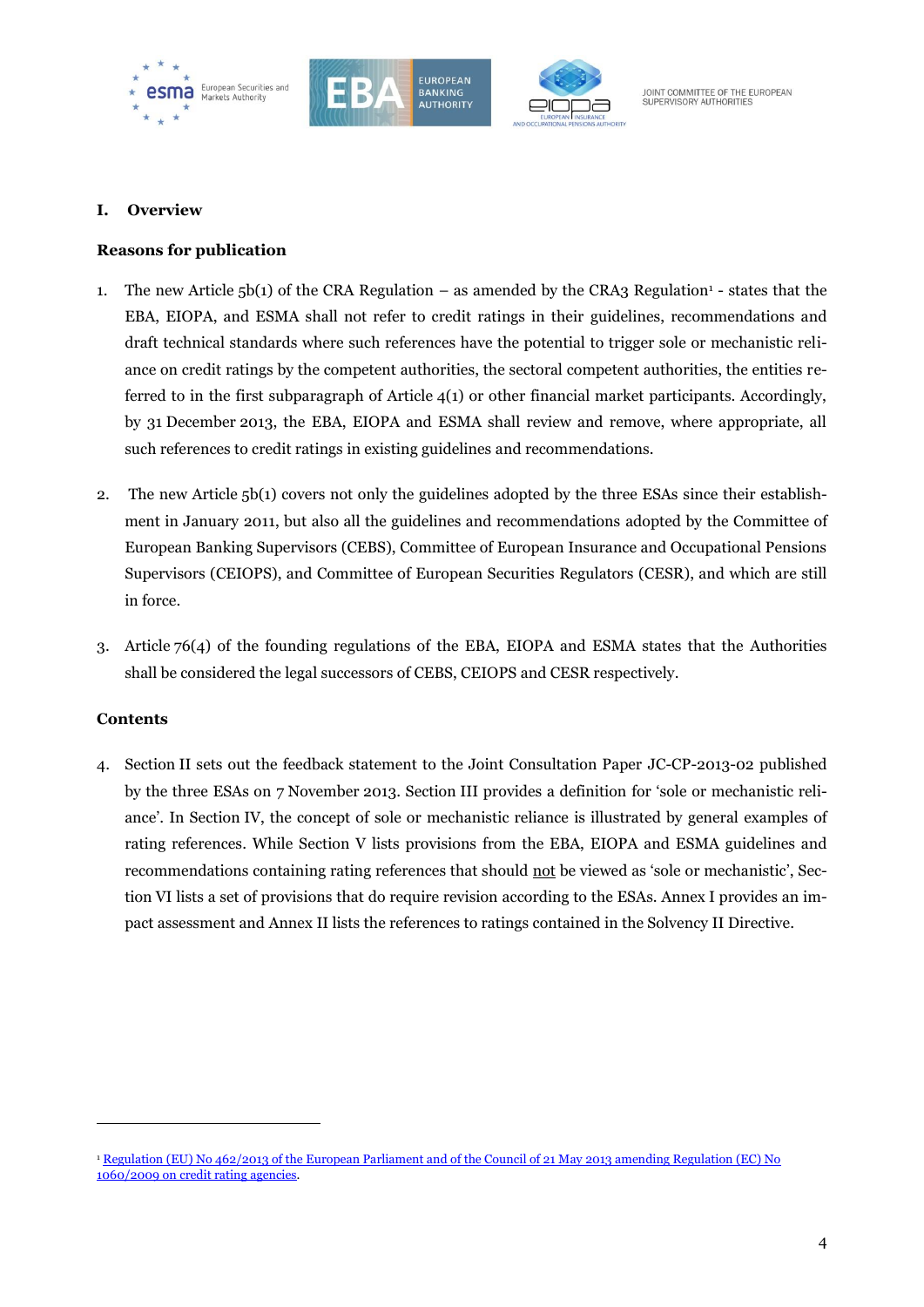## I. Overview

### Reasons for publication

1. The new Article 5b(1) of the CRA Regulation – as amended by the CRA3 Regulation[1] - states that the EBA, EIOPA, and ESMA shall not refer to credit ratings in their guidelines, recommendations and draft technical standards where such references have the potential to trigger sole or mechanistic reliance on credit ratings by the competent authorities, the sectoral competent authorities, the entities referred to in the first subparagraph of Article 4(1) or other financial market participants. Accordingly, by 31 December 2013, the EBA, EIOPA and ESMA shall review and remove, where appropriate, all such references to credit ratings in existing guidelines and recommendations.

2. The new Article 5b(1) covers not only the guidelines adopted by the three ESAs since their establishment in January 2011, but also all the guidelines and recommendations adopted by the Committee of European Banking Supervisors (CEBS), Committee of European Insurance and Occupational Pensions Supervisors (CEIOPS), and Committee of European Securities Regulators (CESR), and which are still in force.

3. Article 76(4) of the founding regulations of the EBA, EIOPA and ESMA states that the Authorities shall be considered the legal successors of CEBS, CEIOPS and CESR respectively.

### Contents

4. Section II sets out the feedback statement to the Joint Consultation Paper JC-CP-2013-02 published by the three ESAs on 7 November 2013. Section III provides a definition for 'sole or mechanistic reliance'. In Section IV, the concept of sole or mechanistic reliance is illustrated by general examples of rating references. While Section V lists provisions from the EBA, EIOPA and ESMA guidelines and recommendations containing rating references that should not be viewed as 'sole or mechanistic', Section VI lists a set of provisions that do require revision according to the ESAs. Annex I provides an impact assessment and Annex II lists the references to ratings contained in the Solvency II Directive.

---

[1] Regulation (EU) No 462/2013 of the European Parliament and of the Council of 21 May 2013 amending Regulation (EC) No 1060/2009 on credit rating agencies.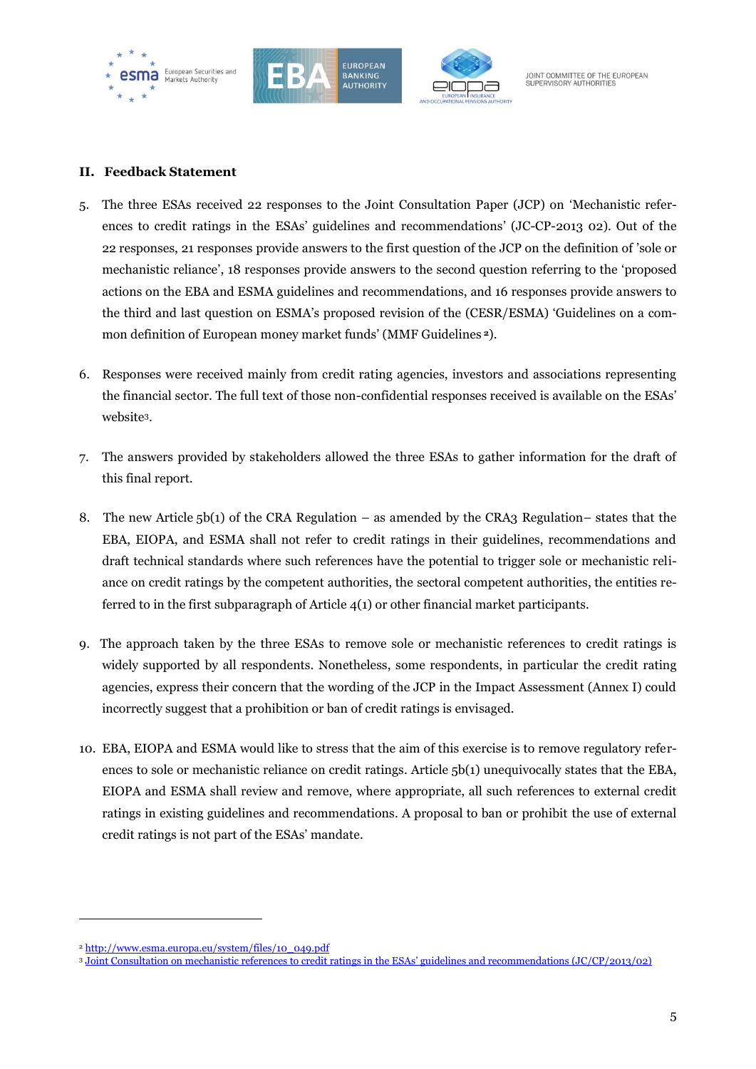## II. Feedback Statement

5. The three ESAs received 22 responses to the Joint Consultation Paper (JCP) on 'Mechanistic references to credit ratings in the ESAs' guidelines and recommendations' (JC-CP-2013 02). Out of the 22 responses, 21 responses provide answers to the first question of the JCP on the definition of 'sole or mechanistic reliance', 18 responses provide answers to the second question referring to the 'proposed actions on the EBA and ESMA guidelines and recommendations, and 16 responses provide answers to the third and last question on ESMA's proposed revision of the (CESR/ESMA) 'Guidelines on a common definition of European money market funds' (MMF Guidelines [2]).

6. Responses were received mainly from credit rating agencies, investors and associations representing the financial sector. The full text of those non-confidential responses received is available on the ESAs' website[3].

7. The answers provided by stakeholders allowed the three ESAs to gather information for the draft of this final report.

8. The new Article 5b(1) of the CRA Regulation – as amended by the CRA3 Regulation– states that the EBA, EIOPA, and ESMA shall not refer to credit ratings in their guidelines, recommendations and draft technical standards where such references have the potential to trigger sole or mechanistic reliance on credit ratings by the competent authorities, the sectoral competent authorities, the entities referred to in the first subparagraph of Article 4(1) or other financial market participants.

9. The approach taken by the three ESAs to remove sole or mechanistic references to credit ratings is widely supported by all respondents. Nonetheless, some respondents, in particular the credit rating agencies, express their concern that the wording of the JCP in the Impact Assessment (Annex I) could incorrectly suggest that a prohibition or ban of credit ratings is envisaged.

10. EBA, EIOPA and ESMA would like to stress that the aim of this exercise is to remove regulatory references to sole or mechanistic reliance on credit ratings. Article 5b(1) unequivocally states that the EBA, EIOPA and ESMA shall review and remove, where appropriate, all such references to external credit ratings in existing guidelines and recommendations. A proposal to ban or prohibit the use of external credit ratings is not part of the ESAs' mandate.

---

[2] http://www.esma.europa.eu/system/files/10_049.pdf

[3] Joint Consultation on mechanistic references to credit ratings in the ESAs' guidelines and recommendations (JC/CP/2013/02)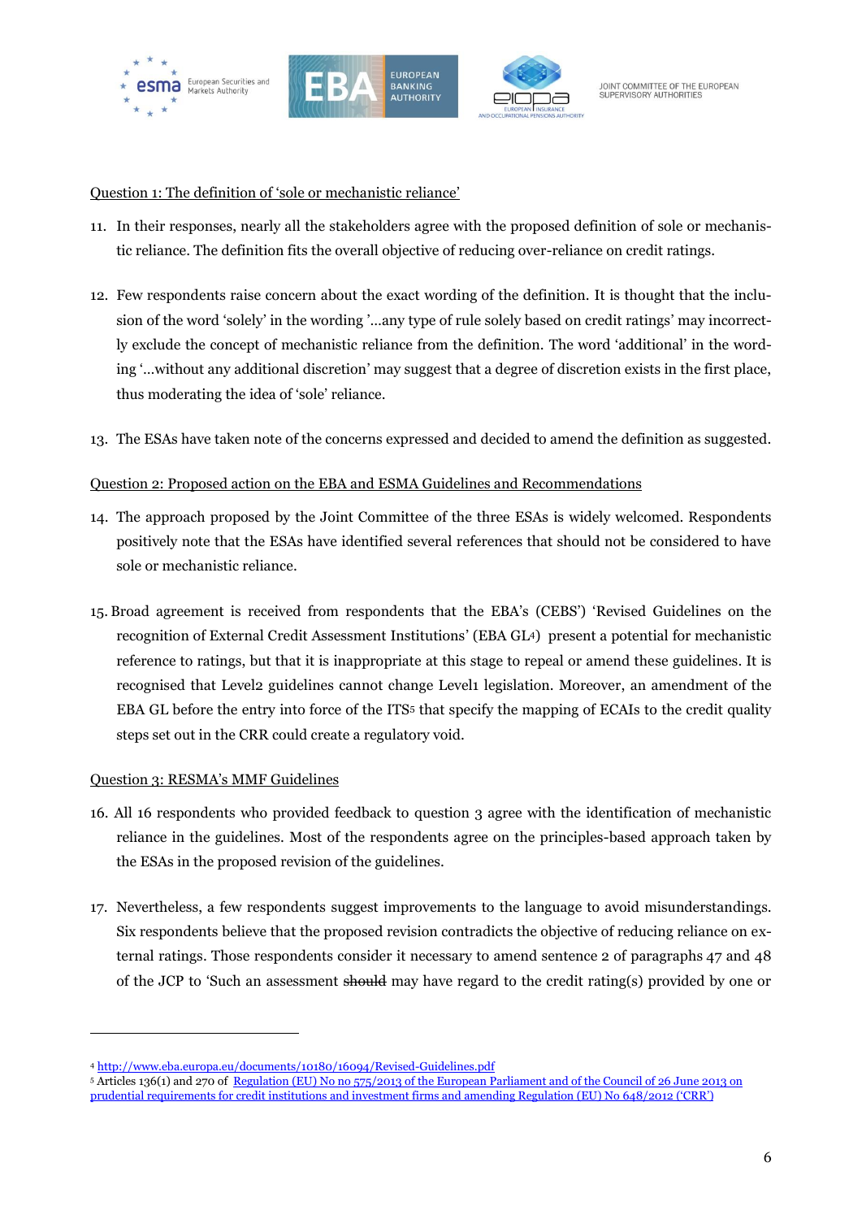Question 1: The definition of 'sole or mechanistic reliance'

11. In their responses, nearly all the stakeholders agree with the proposed definition of sole or mechanistic reliance. The definition fits the overall objective of reducing over-reliance on credit ratings.

12. Few respondents raise concern about the exact wording of the definition. It is thought that the inclusion of the word 'solely' in the wording '...any type of rule solely based on credit ratings' may incorrectly exclude the concept of mechanistic reliance from the definition. The word 'additional' in the wording '...without any additional discretion' may suggest that a degree of discretion exists in the first place, thus moderating the idea of 'sole' reliance.

13. The ESAs have taken note of the concerns expressed and decided to amend the definition as suggested.

Question 2: Proposed action on the EBA and ESMA Guidelines and Recommendations

14. The approach proposed by the Joint Committee of the three ESAs is widely welcomed. Respondents positively note that the ESAs have identified several references that should not be considered to have sole or mechanistic reliance.

15. Broad agreement is received from respondents that the EBA's (CEBS') 'Revised Guidelines on the recognition of External Credit Assessment Institutions' (EBA GL[4]) present a potential for mechanistic reference to ratings, but that it is inappropriate at this stage to repeal or amend these guidelines. It is recognised that Level2 guidelines cannot change Level1 legislation. Moreover, an amendment of the EBA GL before the entry into force of the ITS[5] that specify the mapping of ECAIs to the credit quality steps set out in the CRR could create a regulatory void.

Question 3: RESMA's MMF Guidelines

16. All 16 respondents who provided feedback to question 3 agree with the identification of mechanistic reliance in the guidelines. Most of the respondents agree on the principles-based approach taken by the ESAs in the proposed revision of the guidelines.

17. Nevertheless, a few respondents suggest improvements to the language to avoid misunderstandings. Six respondents believe that the proposed revision contradicts the objective of reducing reliance on external ratings. Those respondents consider it necessary to amend sentence 2 of paragraphs 47 and 48 of the JCP to 'Such an assessment ~~should~~ may have regard to the credit rating(s) provided by one or

---

[4] http://www.eba.europa.eu/documents/10180/16094/Revised-Guidelines.pdf

[5] Articles 136(1) and 270 of Regulation (EU) No no 575/2013 of the European Parliament and of the Council of 26 June 2013 on prudential requirements for credit institutions and investment firms and amending Regulation (EU) No 648/2012 ('CRR')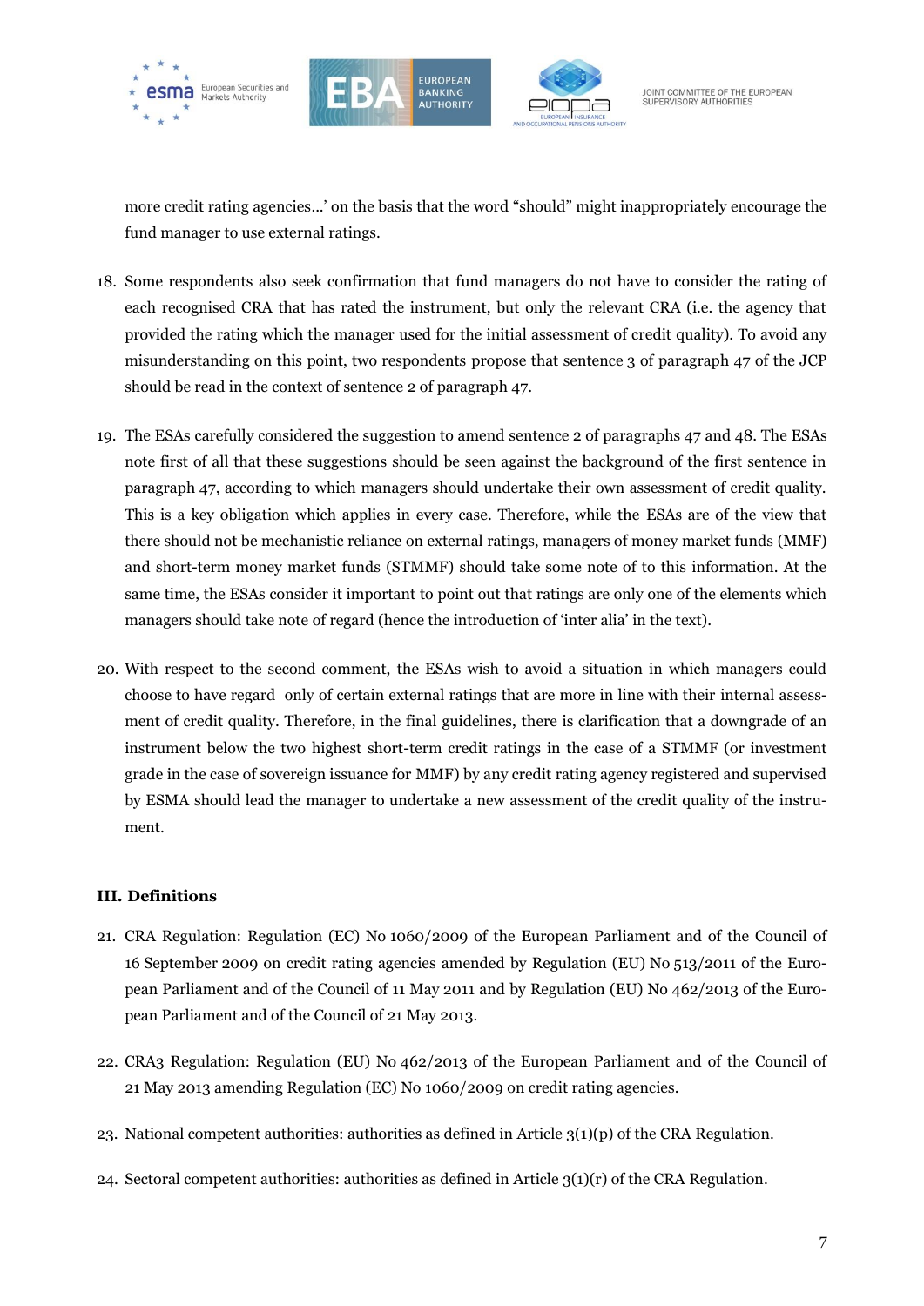more credit rating agencies...' on the basis that the word "should" might inappropriately encourage the fund manager to use external ratings.

18. Some respondents also seek confirmation that fund managers do not have to consider the rating of each recognised CRA that has rated the instrument, but only the relevant CRA (i.e. the agency that provided the rating which the manager used for the initial assessment of credit quality). To avoid any misunderstanding on this point, two respondents propose that sentence 3 of paragraph 47 of the JCP should be read in the context of sentence 2 of paragraph 47.

19. The ESAs carefully considered the suggestion to amend sentence 2 of paragraphs 47 and 48. The ESAs note first of all that these suggestions should be seen against the background of the first sentence in paragraph 47, according to which managers should undertake their own assessment of credit quality. This is a key obligation which applies in every case. Therefore, while the ESAs are of the view that there should not be mechanistic reliance on external ratings, managers of money market funds (MMF) and short-term money market funds (STMMF) should take some note of to this information. At the same time, the ESAs consider it important to point out that ratings are only one of the elements which managers should take note of regard (hence the introduction of 'inter alia' in the text).

20. With respect to the second comment, the ESAs wish to avoid a situation in which managers could choose to have regard only of certain external ratings that are more in line with their internal assessment of credit quality. Therefore, in the final guidelines, there is clarification that a downgrade of an instrument below the two highest short-term credit ratings in the case of a STMMF (or investment grade in the case of sovereign issuance for MMF) by any credit rating agency registered and supervised by ESMA should lead the manager to undertake a new assessment of the credit quality of the instrument.

## III. Definitions

21. CRA Regulation: Regulation (EC) No 1060/2009 of the European Parliament and of the Council of 16 September 2009 on credit rating agencies amended by Regulation (EU) No 513/2011 of the European Parliament and of the Council of 11 May 2011 and by Regulation (EU) No 462/2013 of the European Parliament and of the Council of 21 May 2013.

22. CRA3 Regulation: Regulation (EU) No 462/2013 of the European Parliament and of the Council of 21 May 2013 amending Regulation (EC) No 1060/2009 on credit rating agencies.

23. National competent authorities: authorities as defined in Article 3(1)(p) of the CRA Regulation.

24. Sectoral competent authorities: authorities as defined in Article 3(1)(r) of the CRA Regulation.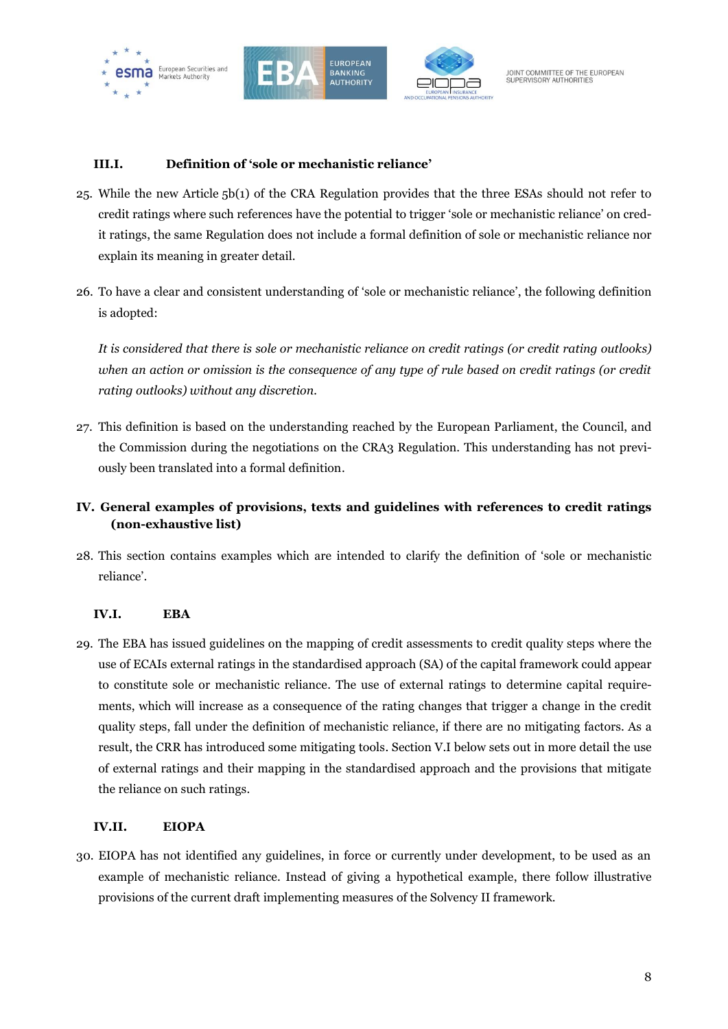### III.I. Definition of 'sole or mechanistic reliance'

25. While the new Article 5b(1) of the CRA Regulation provides that the three ESAs should not refer to credit ratings where such references have the potential to trigger 'sole or mechanistic reliance' on credit ratings, the same Regulation does not include a formal definition of sole or mechanistic reliance nor explain its meaning in greater detail.

26. To have a clear and consistent understanding of 'sole or mechanistic reliance', the following definition is adopted:

    *It is considered that there is sole or mechanistic reliance on credit ratings (or credit rating outlooks) when an action or omission is the consequence of any type of rule based on credit ratings (or credit rating outlooks) without any discretion.*

27. This definition is based on the understanding reached by the European Parliament, the Council, and the Commission during the negotiations on the CRA3 Regulation. This understanding has not previously been translated into a formal definition.

## IV. General examples of provisions, texts and guidelines with references to credit ratings (non-exhaustive list)

28. This section contains examples which are intended to clarify the definition of 'sole or mechanistic reliance'.

### IV.I. EBA

29. The EBA has issued guidelines on the mapping of credit assessments to credit quality steps where the use of ECAIs external ratings in the standardised approach (SA) of the capital framework could appear to constitute sole or mechanistic reliance. The use of external ratings to determine capital requirements, which will increase as a consequence of the rating changes that trigger a change in the credit quality steps, fall under the definition of mechanistic reliance, if there are no mitigating factors. As a result, the CRR has introduced some mitigating tools. Section V.I below sets out in more detail the use of external ratings and their mapping in the standardised approach and the provisions that mitigate the reliance on such ratings.

### IV.II. EIOPA

30. EIOPA has not identified any guidelines, in force or currently under development, to be used as an example of mechanistic reliance. Instead of giving a hypothetical example, there follow illustrative provisions of the current draft implementing measures of the Solvency II framework.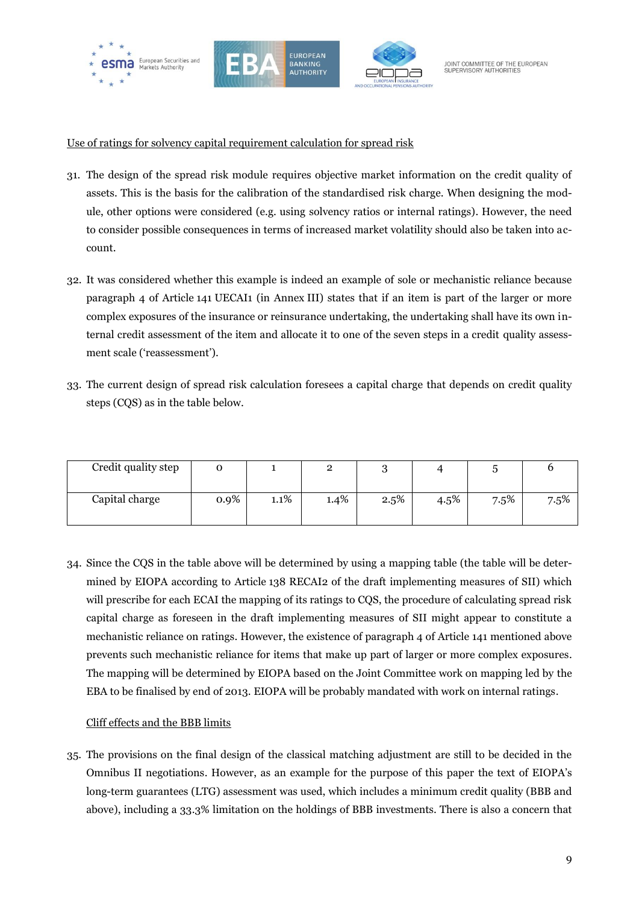Use of ratings for solvency capital requirement calculation for spread risk

31. The design of the spread risk module requires objective market information on the credit quality of assets. This is the basis for the calibration of the standardised risk charge. When designing the module, other options were considered (e.g. using solvency ratios or internal ratings). However, the need to consider possible consequences in terms of increased market volatility should also be taken into account.

32. It was considered whether this example is indeed an example of sole or mechanistic reliance because paragraph 4 of Article 141 UECAI1 (in Annex III) states that if an item is part of the larger or more complex exposures of the insurance or reinsurance undertaking, the undertaking shall have its own internal credit assessment of the item and allocate it to one of the seven steps in a credit quality assessment scale ('reassessment').

33. The current design of spread risk calculation foresees a capital charge that depends on credit quality steps (CQS) as in the table below.

| Credit quality step | 0 | 1 | 2 | 3 | 4 | 5 | 6 |
|---|---|---|---|---|---|---|---|
| Capital charge | 0.9% | 1.1% | 1.4% | 2.5% | 4.5% | 7.5% | 7.5% |

34. Since the CQS in the table above will be determined by using a mapping table (the table will be determined by EIOPA according to Article 138 RECAI2 of the draft implementing measures of SII) which will prescribe for each ECAI the mapping of its ratings to CQS, the procedure of calculating spread risk capital charge as foreseen in the draft implementing measures of SII might appear to constitute a mechanistic reliance on ratings. However, the existence of paragraph 4 of Article 141 mentioned above prevents such mechanistic reliance for items that make up part of larger or more complex exposures. The mapping will be determined by EIOPA based on the Joint Committee work on mapping led by the EBA to be finalised by end of 2013. EIOPA will be probably mandated with work on internal ratings.

Cliff effects and the BBB limits

35. The provisions on the final design of the classical matching adjustment are still to be decided in the Omnibus II negotiations. However, as an example for the purpose of this paper the text of EIOPA's long-term guarantees (LTG) assessment was used, which includes a minimum credit quality (BBB and above), including a 33.3% limitation on the holdings of BBB investments. There is also a concern that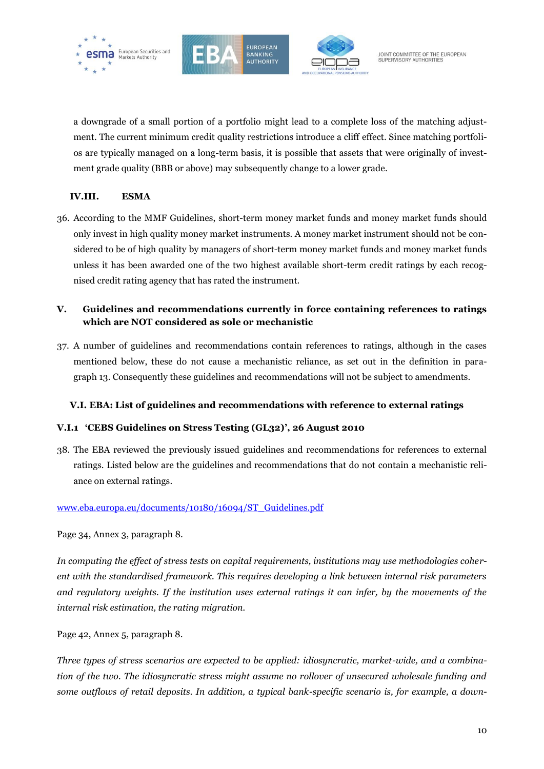a downgrade of a small portion of a portfolio might lead to a complete loss of the matching adjustment. The current minimum credit quality restrictions introduce a cliff effect. Since matching portfolios are typically managed on a long-term basis, it is possible that assets that were originally of investment grade quality (BBB or above) may subsequently change to a lower grade.

### IV.III. ESMA

36. According to the MMF Guidelines, short-term money market funds and money market funds should only invest in high quality money market instruments. A money market instrument should not be considered to be of high quality by managers of short-term money market funds and money market funds unless it has been awarded one of the two highest available short-term credit ratings by each recognised credit rating agency that has rated the instrument.

## V. Guidelines and recommendations currently in force containing references to ratings which are NOT considered as sole or mechanistic

37. A number of guidelines and recommendations contain references to ratings, although in the cases mentioned below, these do not cause a mechanistic reliance, as set out in the definition in paragraph 13. Consequently these guidelines and recommendations will not be subject to amendments.

### V.I. EBA: List of guidelines and recommendations with reference to external ratings

#### V.I.1 'CEBS Guidelines on Stress Testing (GL32)', 26 August 2010

38. The EBA reviewed the previously issued guidelines and recommendations for references to external ratings. Listed below are the guidelines and recommendations that do not contain a mechanistic reliance on external ratings.

www.eba.europa.eu/documents/10180/16094/ST_Guidelines.pdf

Page 34, Annex 3, paragraph 8.

*In computing the effect of stress tests on capital requirements, institutions may use methodologies coherent with the standardised framework. This requires developing a link between internal risk parameters and regulatory weights. If the institution uses external ratings it can infer, by the movements of the internal risk estimation, the rating migration.*

Page 42, Annex 5, paragraph 8.

*Three types of stress scenarios are expected to be applied: idiosyncratic, market-wide, and a combination of the two. The idiosyncratic stress might assume no rollover of unsecured wholesale funding and some outflows of retail deposits. In addition, a typical bank-specific scenario is, for example, a down-*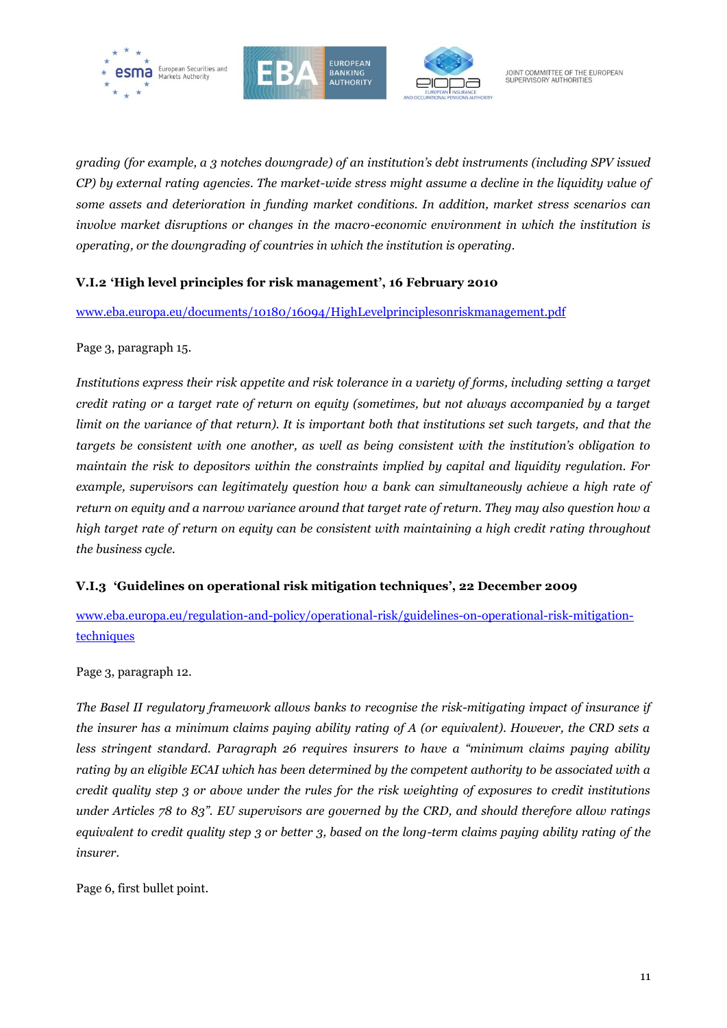*grading (for example, a 3 notches downgrade) of an institution's debt instruments (including SPV issued CP) by external rating agencies. The market-wide stress might assume a decline in the liquidity value of some assets and deterioration in funding market conditions. In addition, market stress scenarios can involve market disruptions or changes in the macro-economic environment in which the institution is operating, or the downgrading of countries in which the institution is operating.*

### V.I.2 'High level principles for risk management', 16 February 2010

www.eba.europa.eu/documents/10180/16094/HighLevelprinciplesonriskmanagement.pdf

Page 3, paragraph 15.

*Institutions express their risk appetite and risk tolerance in a variety of forms, including setting a target credit rating or a target rate of return on equity (sometimes, but not always accompanied by a target limit on the variance of that return). It is important both that institutions set such targets, and that the targets be consistent with one another, as well as being consistent with the institution's obligation to maintain the risk to depositors within the constraints implied by capital and liquidity regulation. For example, supervisors can legitimately question how a bank can simultaneously achieve a high rate of return on equity and a narrow variance around that target rate of return. They may also question how a high target rate of return on equity can be consistent with maintaining a high credit rating throughout the business cycle.*

### V.I.3 'Guidelines on operational risk mitigation techniques', 22 December 2009

www.eba.europa.eu/regulation-and-policy/operational-risk/guidelines-on-operational-risk-mitigation-techniques

Page 3, paragraph 12.

*The Basel II regulatory framework allows banks to recognise the risk-mitigating impact of insurance if the insurer has a minimum claims paying ability rating of A (or equivalent). However, the CRD sets a less stringent standard. Paragraph 26 requires insurers to have a "minimum claims paying ability rating by an eligible ECAI which has been determined by the competent authority to be associated with a credit quality step 3 or above under the rules for the risk weighting of exposures to credit institutions under Articles 78 to 83". EU supervisors are governed by the CRD, and should therefore allow ratings equivalent to credit quality step 3 or better 3, based on the long-term claims paying ability rating of the insurer.*

Page 6, first bullet point.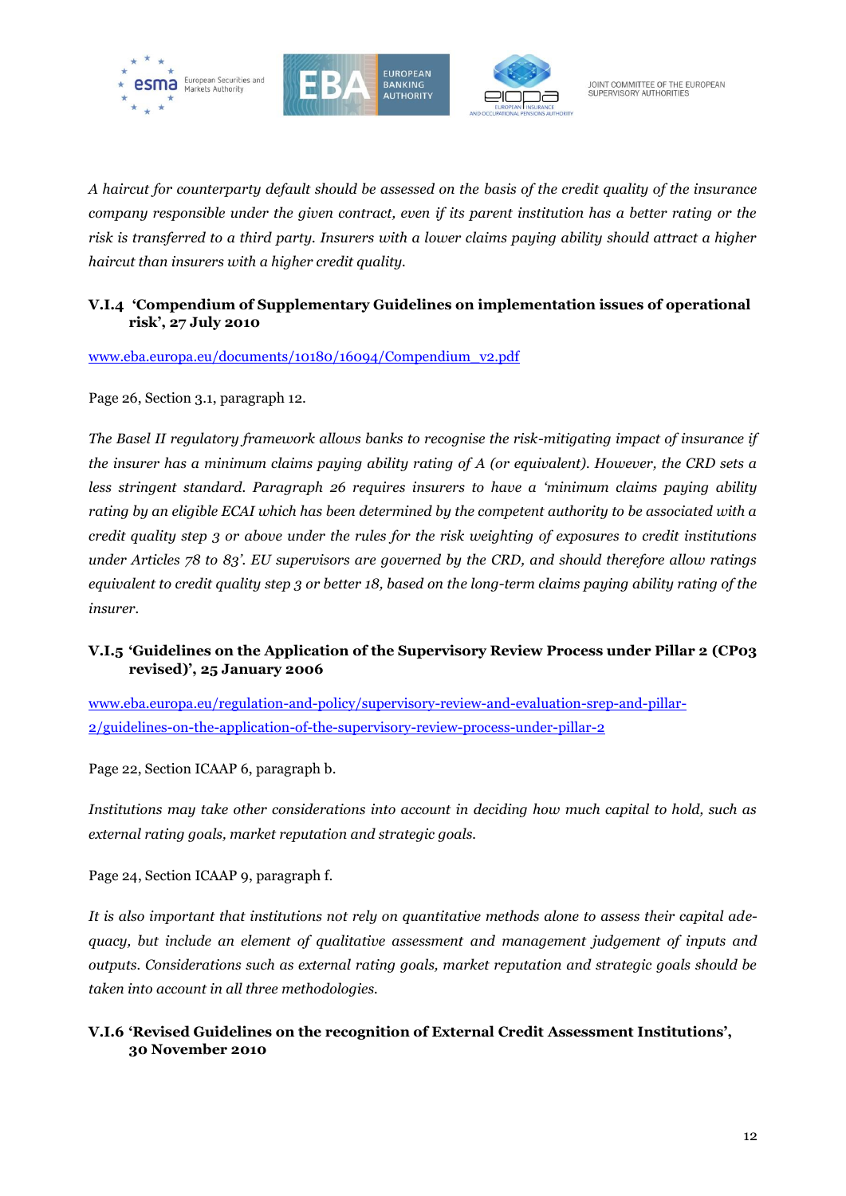*A haircut for counterparty default should be assessed on the basis of the credit quality of the insurance company responsible under the given contract, even if its parent institution has a better rating or the risk is transferred to a third party. Insurers with a lower claims paying ability should attract a higher haircut than insurers with a higher credit quality.*

### V.I.4 'Compendium of Supplementary Guidelines on implementation issues of operational risk', 27 July 2010

www.eba.europa.eu/documents/10180/16094/Compendium_v2.pdf

Page 26, Section 3.1, paragraph 12.

*The Basel II regulatory framework allows banks to recognise the risk-mitigating impact of insurance if the insurer has a minimum claims paying ability rating of A (or equivalent). However, the CRD sets a less stringent standard. Paragraph 26 requires insurers to have a 'minimum claims paying ability rating by an eligible ECAI which has been determined by the competent authority to be associated with a credit quality step 3 or above under the rules for the risk weighting of exposures to credit institutions under Articles 78 to 83'. EU supervisors are governed by the CRD, and should therefore allow ratings equivalent to credit quality step 3 or better 18, based on the long-term claims paying ability rating of the insurer.*

### V.I.5 'Guidelines on the Application of the Supervisory Review Process under Pillar 2 (CP03 revised)', 25 January 2006

www.eba.europa.eu/regulation-and-policy/supervisory-review-and-evaluation-srep-and-pillar-2/guidelines-on-the-application-of-the-supervisory-review-process-under-pillar-2

Page 22, Section ICAAP 6, paragraph b.

*Institutions may take other considerations into account in deciding how much capital to hold, such as external rating goals, market reputation and strategic goals.*

Page 24, Section ICAAP 9, paragraph f.

*It is also important that institutions not rely on quantitative methods alone to assess their capital adequacy, but include an element of qualitative assessment and management judgement of inputs and outputs. Considerations such as external rating goals, market reputation and strategic goals should be taken into account in all three methodologies.*

### V.I.6 'Revised Guidelines on the recognition of External Credit Assessment Institutions', 30 November 2010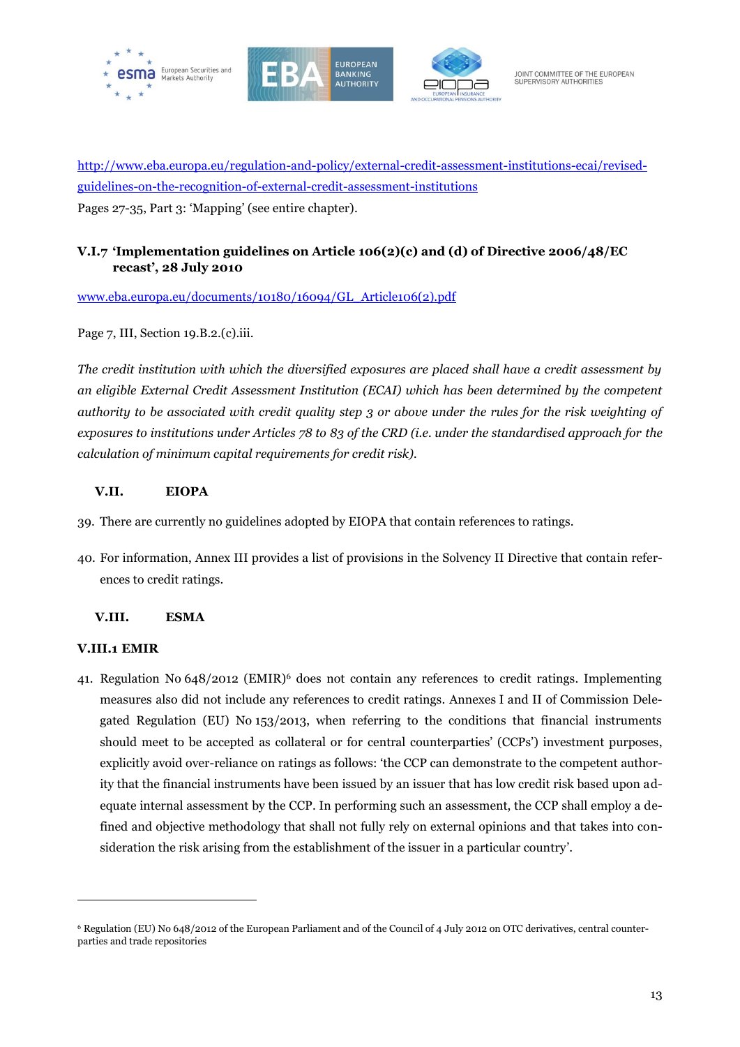http://www.eba.europa.eu/regulation-and-policy/external-credit-assessment-institutions-ecai/revised-guidelines-on-the-recognition-of-external-credit-assessment-institutions

Pages 27-35, Part 3: 'Mapping' (see entire chapter).

### V.I.7 'Implementation guidelines on Article 106(2)(c) and (d) of Directive 2006/48/EC recast', 28 July 2010

www.eba.europa.eu/documents/10180/16094/GL_Article106(2).pdf

Page 7, III, Section 19.B.2.(c).iii.

*The credit institution with which the diversified exposures are placed shall have a credit assessment by an eligible External Credit Assessment Institution (ECAI) which has been determined by the competent authority to be associated with credit quality step 3 or above under the rules for the risk weighting of exposures to institutions under Articles 78 to 83 of the CRD (i.e. under the standardised approach for the calculation of minimum capital requirements for credit risk).*

## V.II. EIOPA

39. There are currently no guidelines adopted by EIOPA that contain references to ratings.

40. For information, Annex III provides a list of provisions in the Solvency II Directive that contain references to credit ratings.

## V.III. ESMA

### V.III.1 EMIR

41. Regulation No 648/2012 (EMIR)[6] does not contain any references to credit ratings. Implementing measures also did not include any references to credit ratings. Annexes I and II of Commission Delegated Regulation (EU) No 153/2013, when referring to the conditions that financial instruments should meet to be accepted as collateral or for central counterparties' (CCPs') investment purposes, explicitly avoid over-reliance on ratings as follows: 'the CCP can demonstrate to the competent authority that the financial instruments have been issued by an issuer that has low credit risk based upon adequate internal assessment by the CCP. In performing such an assessment, the CCP shall employ a defined and objective methodology that shall not fully rely on external opinions and that takes into consideration the risk arising from the establishment of the issuer in a particular country'.

[6] Regulation (EU) No 648/2012 of the European Parliament and of the Council of 4 July 2012 on OTC derivatives, central counterparties and trade repositories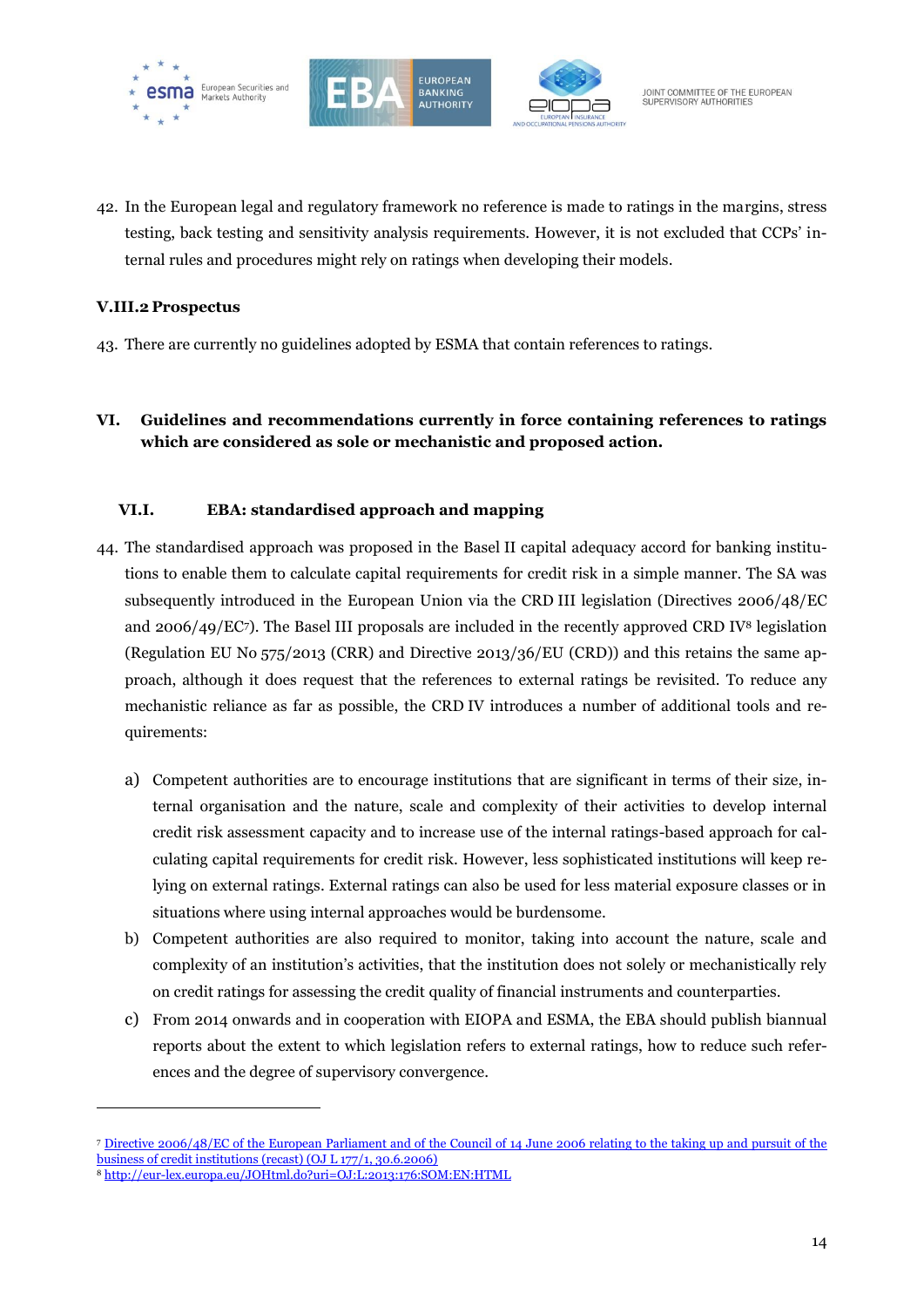42. In the European legal and regulatory framework no reference is made to ratings in the margins, stress testing, back testing and sensitivity analysis requirements. However, it is not excluded that CCPs' internal rules and procedures might rely on ratings when developing their models.

### V.III.2 Prospectus

43. There are currently no guidelines adopted by ESMA that contain references to ratings.

## VI. Guidelines and recommendations currently in force containing references to ratings which are considered as sole or mechanistic and proposed action.

### VI.I. EBA: standardised approach and mapping

44. The standardised approach was proposed in the Basel II capital adequacy accord for banking institutions to enable them to calculate capital requirements for credit risk in a simple manner. The SA was subsequently introduced in the European Union via the CRD III legislation (Directives 2006/48/EC and 2006/49/EC[7]). The Basel III proposals are included in the recently approved CRD IV[8] legislation (Regulation EU No 575/2013 (CRR) and Directive 2013/36/EU (CRD)) and this retains the same approach, although it does request that the references to external ratings be revisited. To reduce any mechanistic reliance as far as possible, the CRD IV introduces a number of additional tools and requirements:

    a) Competent authorities are to encourage institutions that are significant in terms of their size, internal organisation and the nature, scale and complexity of their activities to develop internal credit risk assessment capacity and to increase use of the internal ratings-based approach for calculating capital requirements for credit risk. However, less sophisticated institutions will keep relying on external ratings. External ratings can also be used for less material exposure classes or in situations where using internal approaches would be burdensome.
    b) Competent authorities are also required to monitor, taking into account the nature, scale and complexity of an institution's activities, that the institution does not solely or mechanistically rely on credit ratings for assessing the credit quality of financial instruments and counterparties.
    c) From 2014 onwards and in cooperation with EIOPA and ESMA, the EBA should publish biannual reports about the extent to which legislation refers to external ratings, how to reduce such references and the degree of supervisory convergence.

---

[7] Directive 2006/48/EC of the European Parliament and of the Council of 14 June 2006 relating to the taking up and pursuit of the business of credit institutions (recast) (OJ L 177/1, 30.6.2006)

[8] http://eur-lex.europa.eu/JOHtml.do?uri=OJ:L:2013:176:SOM:EN:HTML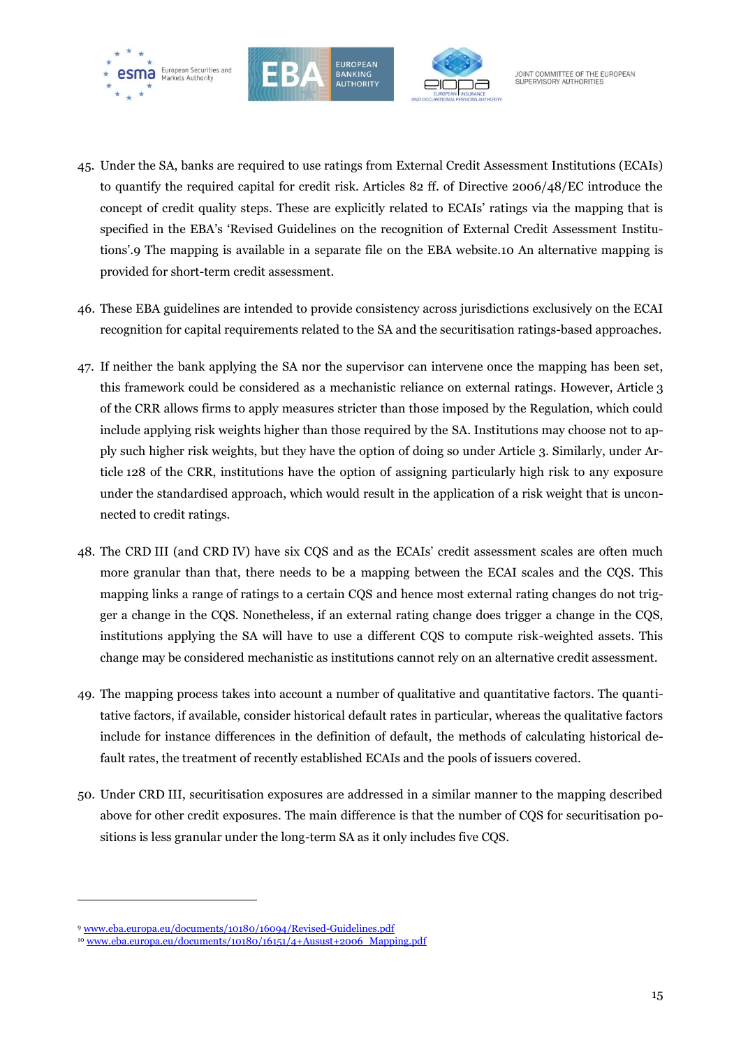45. Under the SA, banks are required to use ratings from External Credit Assessment Institutions (ECAIs) to quantify the required capital for credit risk. Articles 82 ff. of Directive 2006/48/EC introduce the concept of credit quality steps. These are explicitly related to ECAIs' ratings via the mapping that is specified in the EBA's 'Revised Guidelines on the recognition of External Credit Assessment Institutions'.[9] The mapping is available in a separate file on the EBA website.[10] An alternative mapping is provided for short-term credit assessment.

46. These EBA guidelines are intended to provide consistency across jurisdictions exclusively on the ECAI recognition for capital requirements related to the SA and the securitisation ratings-based approaches.

47. If neither the bank applying the SA nor the supervisor can intervene once the mapping has been set, this framework could be considered as a mechanistic reliance on external ratings. However, Article 3 of the CRR allows firms to apply measures stricter than those imposed by the Regulation, which could include applying risk weights higher than those required by the SA. Institutions may choose not to apply such higher risk weights, but they have the option of doing so under Article 3. Similarly, under Article 128 of the CRR, institutions have the option of assigning particularly high risk to any exposure under the standardised approach, which would result in the application of a risk weight that is unconnected to credit ratings.

48. The CRD III (and CRD IV) have six CQS and as the ECAIs' credit assessment scales are often much more granular than that, there needs to be a mapping between the ECAI scales and the CQS. This mapping links a range of ratings to a certain CQS and hence most external rating changes do not trigger a change in the CQS. Nonetheless, if an external rating change does trigger a change in the CQS, institutions applying the SA will have to use a different CQS to compute risk-weighted assets. This change may be considered mechanistic as institutions cannot rely on an alternative credit assessment.

49. The mapping process takes into account a number of qualitative and quantitative factors. The quantitative factors, if available, consider historical default rates in particular, whereas the qualitative factors include for instance differences in the definition of default, the methods of calculating historical default rates, the treatment of recently established ECAIs and the pools of issuers covered.

50. Under CRD III, securitisation exposures are addressed in a similar manner to the mapping described above for other credit exposures. The main difference is that the number of CQS for securitisation positions is less granular under the long-term SA as it only includes five CQS.

---

[9] www.eba.europa.eu/documents/10180/16094/Revised-Guidelines.pdf

[10] www.eba.europa.eu/documents/10180/16151/4+Ausust+2006_Mapping.pdf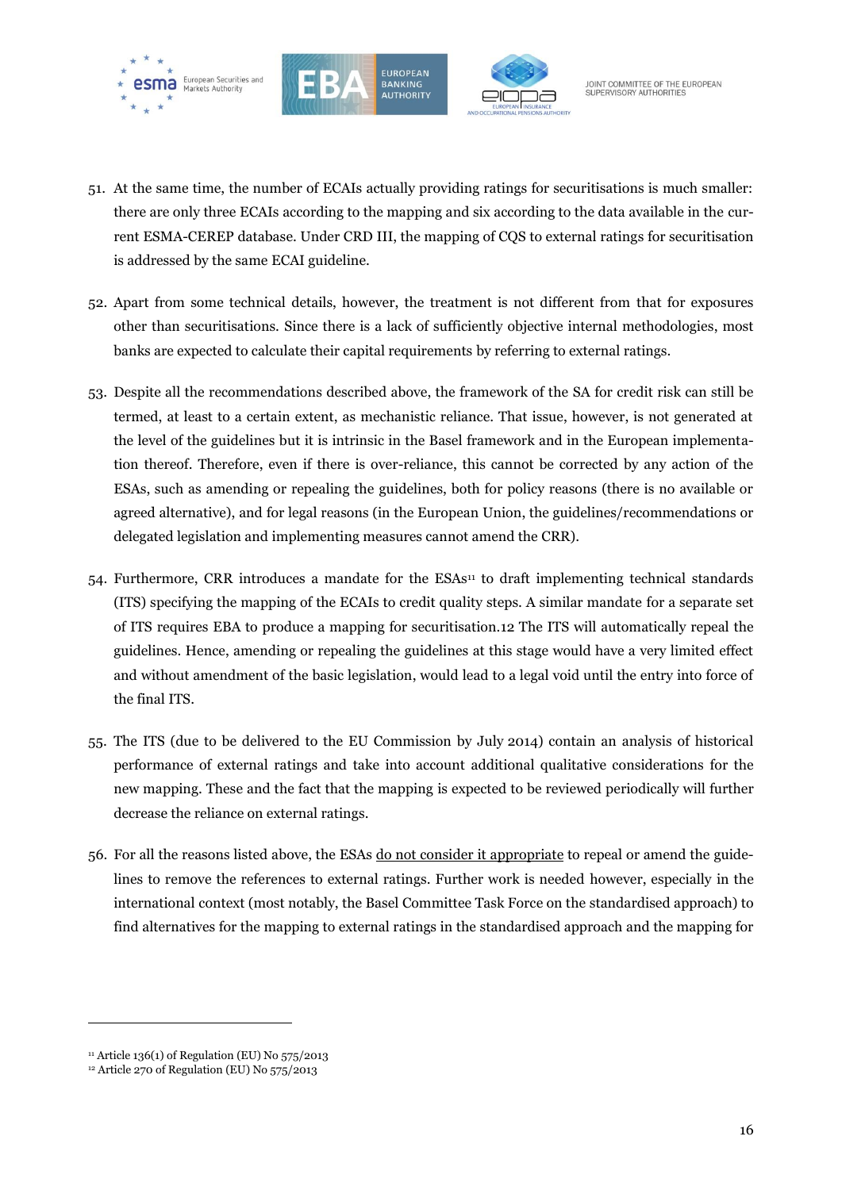51. At the same time, the number of ECAIs actually providing ratings for securitisations is much smaller: there are only three ECAIs according to the mapping and six according to the data available in the current ESMA-CEREP database. Under CRD III, the mapping of CQS to external ratings for securitisation is addressed by the same ECAI guideline.

52. Apart from some technical details, however, the treatment is not different from that for exposures other than securitisations. Since there is a lack of sufficiently objective internal methodologies, most banks are expected to calculate their capital requirements by referring to external ratings.

53. Despite all the recommendations described above, the framework of the SA for credit risk can still be termed, at least to a certain extent, as mechanistic reliance. That issue, however, is not generated at the level of the guidelines but it is intrinsic in the Basel framework and in the European implementation thereof. Therefore, even if there is over-reliance, this cannot be corrected by any action of the ESAs, such as amending or repealing the guidelines, both for policy reasons (there is no available or agreed alternative), and for legal reasons (in the European Union, the guidelines/recommendations or delegated legislation and implementing measures cannot amend the CRR).

54. Furthermore, CRR introduces a mandate for the ESAs[11] to draft implementing technical standards (ITS) specifying the mapping of the ECAIs to credit quality steps. A similar mandate for a separate set of ITS requires EBA to produce a mapping for securitisation.12 The ITS will automatically repeal the guidelines. Hence, amending or repealing the guidelines at this stage would have a very limited effect and without amendment of the basic legislation, would lead to a legal void until the entry into force of the final ITS.

55. The ITS (due to be delivered to the EU Commission by July 2014) contain an analysis of historical performance of external ratings and take into account additional qualitative considerations for the new mapping. These and the fact that the mapping is expected to be reviewed periodically will further decrease the reliance on external ratings.

56. For all the reasons listed above, the ESAs do not consider it appropriate to repeal or amend the guidelines to remove the references to external ratings. Further work is needed however, especially in the international context (most notably, the Basel Committee Task Force on the standardised approach) to find alternatives for the mapping to external ratings in the standardised approach and the mapping for

---

[11] Article 136(1) of Regulation (EU) No 575/2013

[12] Article 270 of Regulation (EU) No 575/2013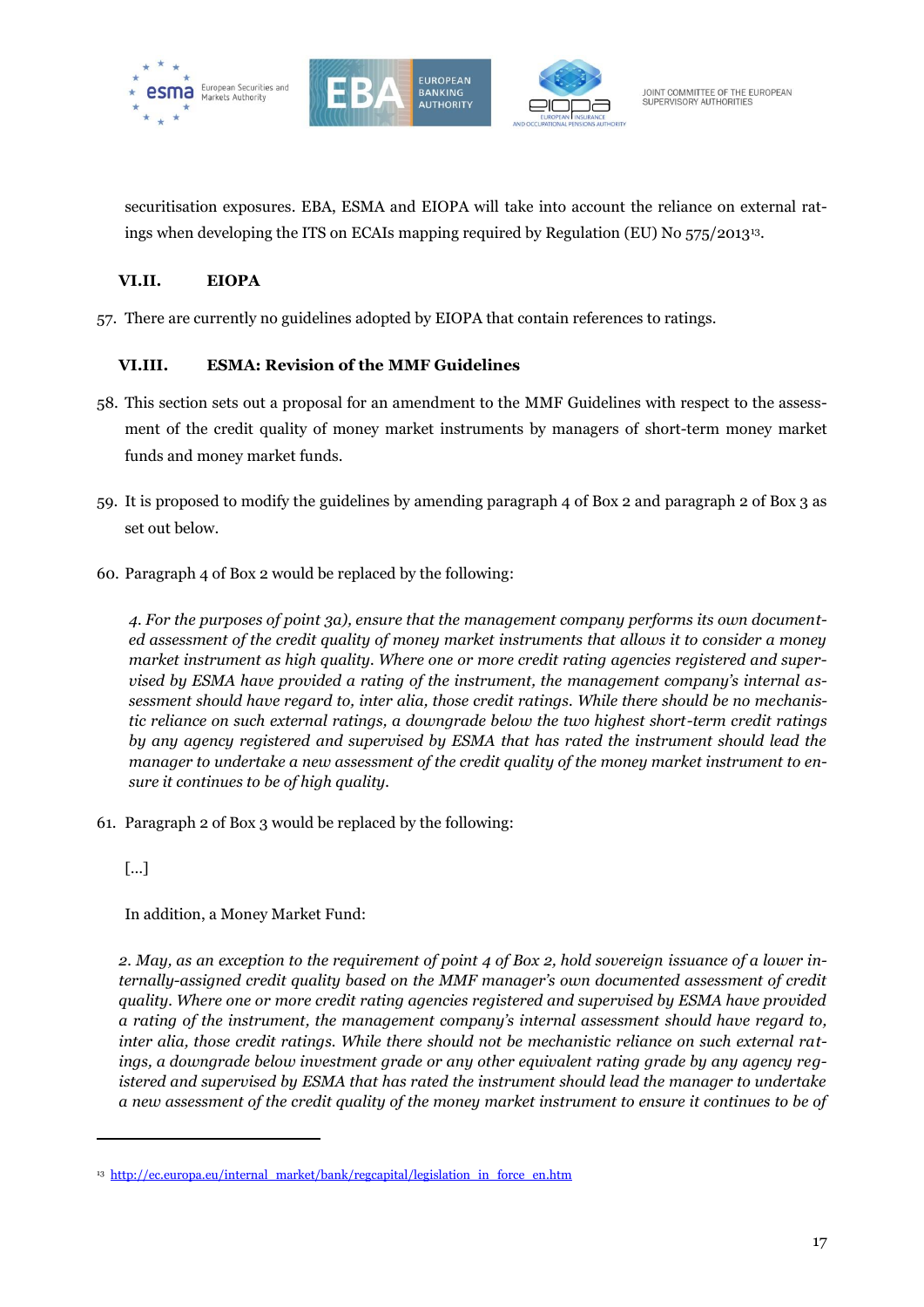securitisation exposures. EBA, ESMA and EIOPA will take into account the reliance on external ratings when developing the ITS on ECAIs mapping required by Regulation (EU) No 575/2013[13].

### VI.II. EIOPA

57. There are currently no guidelines adopted by EIOPA that contain references to ratings.

### VI.III. ESMA: Revision of the MMF Guidelines

58. This section sets out a proposal for an amendment to the MMF Guidelines with respect to the assessment of the credit quality of money market instruments by managers of short-term money market funds and money market funds.

59. It is proposed to modify the guidelines by amending paragraph 4 of Box 2 and paragraph 2 of Box 3 as set out below.

60. Paragraph 4 of Box 2 would be replaced by the following:

*4. For the purposes of point 3a), ensure that the management company performs its own documented assessment of the credit quality of money market instruments that allows it to consider a money market instrument as high quality. Where one or more credit rating agencies registered and supervised by ESMA have provided a rating of the instrument, the management company's internal assessment should have regard to, inter alia, those credit ratings. While there should be no mechanistic reliance on such external ratings, a downgrade below the two highest short-term credit ratings by any agency registered and supervised by ESMA that has rated the instrument should lead the manager to undertake a new assessment of the credit quality of the money market instrument to ensure it continues to be of high quality.*

61. Paragraph 2 of Box 3 would be replaced by the following:

[...]

In addition, a Money Market Fund:

*2. May, as an exception to the requirement of point 4 of Box 2, hold sovereign issuance of a lower internally-assigned credit quality based on the MMF manager's own documented assessment of credit quality. Where one or more credit rating agencies registered and supervised by ESMA have provided a rating of the instrument, the management company's internal assessment should have regard to, inter alia, those credit ratings. While there should not be mechanistic reliance on such external ratings, a downgrade below investment grade or any other equivalent rating grade by any agency registered and supervised by ESMA that has rated the instrument should lead the manager to undertake a new assessment of the credit quality of the money market instrument to ensure it continues to be of*

---

[13] http://ec.europa.eu/internal_market/bank/regcapital/legislation_in_force_en.htm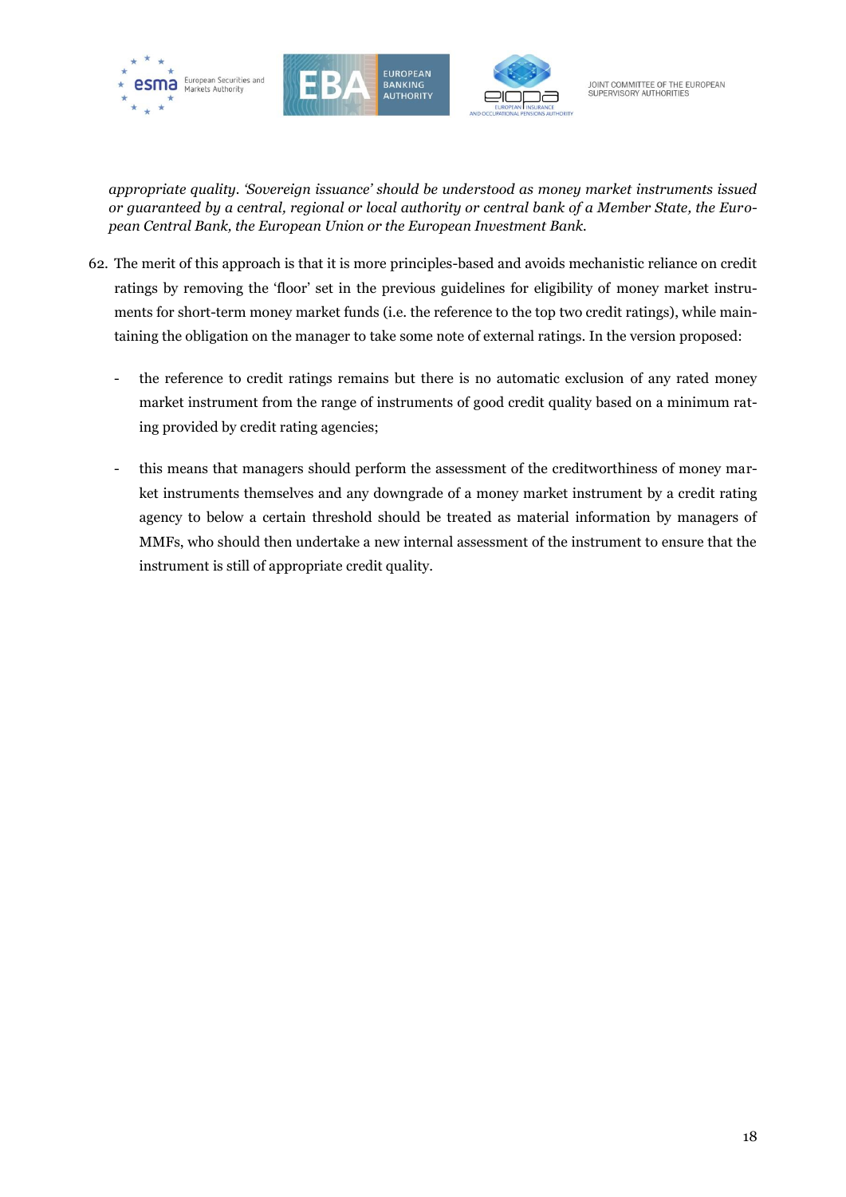*appropriate quality. 'Sovereign issuance' should be understood as money market instruments issued or guaranteed by a central, regional or local authority or central bank of a Member State, the European Central Bank, the European Union or the European Investment Bank.*

62. The merit of this approach is that it is more principles-based and avoids mechanistic reliance on credit ratings by removing the 'floor' set in the previous guidelines for eligibility of money market instruments for short-term money market funds (i.e. the reference to the top two credit ratings), while maintaining the obligation on the manager to take some note of external ratings. In the version proposed:

    - the reference to credit ratings remains but there is no automatic exclusion of any rated money market instrument from the range of instruments of good credit quality based on a minimum rating provided by credit rating agencies;

    - this means that managers should perform the assessment of the creditworthiness of money market instruments themselves and any downgrade of a money market instrument by a credit rating agency to below a certain threshold should be treated as material information by managers of MMFs, who should then undertake a new internal assessment of the instrument to ensure that the instrument is still of appropriate credit quality.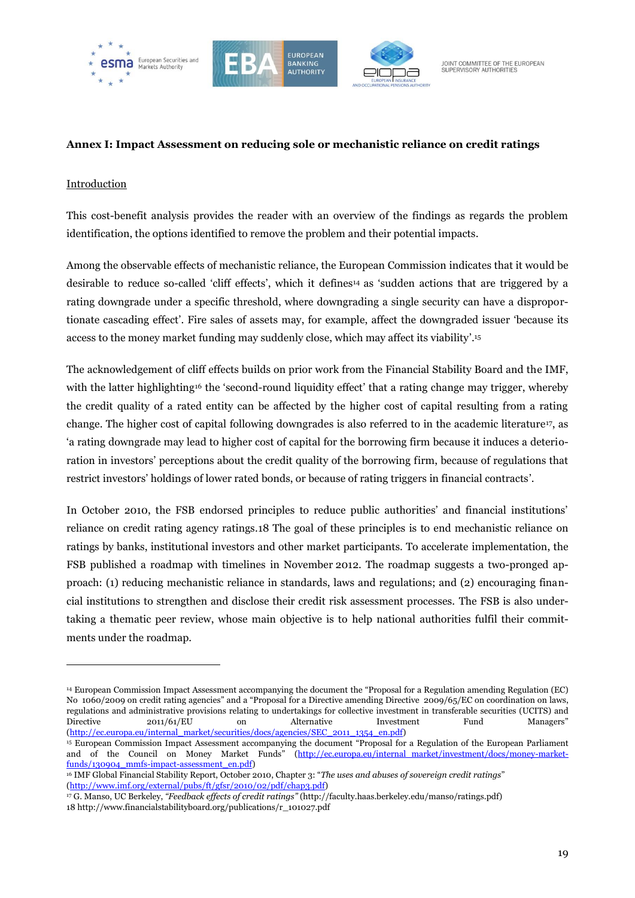**Annex I: Impact Assessment on reducing sole or mechanistic reliance on credit ratings**

Introduction

This cost-benefit analysis provides the reader with an overview of the findings as regards the problem identification, the options identified to remove the problem and their potential impacts.

Among the observable effects of mechanistic reliance, the European Commission indicates that it would be desirable to reduce so-called 'cliff effects', which it defines[14] as 'sudden actions that are triggered by a rating downgrade under a specific threshold, where downgrading a single security can have a disproportionate cascading effect'. Fire sales of assets may, for example, affect the downgraded issuer 'because its access to the money market funding may suddenly close, which may affect its viability'.[15]

The acknowledgement of cliff effects builds on prior work from the Financial Stability Board and the IMF, with the latter highlighting[16] the 'second-round liquidity effect' that a rating change may trigger, whereby the credit quality of a rated entity can be affected by the higher cost of capital resulting from a rating change. The higher cost of capital following downgrades is also referred to in the academic literature[17], as 'a rating downgrade may lead to higher cost of capital for the borrowing firm because it induces a deterioration in investors' perceptions about the credit quality of the borrowing firm, because of regulations that restrict investors' holdings of lower rated bonds, or because of rating triggers in financial contracts'.

In October 2010, the FSB endorsed principles to reduce public authorities' and financial institutions' reliance on credit rating agency ratings.18 The goal of these principles is to end mechanistic reliance on ratings by banks, institutional investors and other market participants. To accelerate implementation, the FSB published a roadmap with timelines in November 2012. The roadmap suggests a two-pronged approach: (1) reducing mechanistic reliance in standards, laws and regulations; and (2) encouraging financial institutions to strengthen and disclose their credit risk assessment processes. The FSB is also undertaking a thematic peer review, whose main objective is to help national authorities fulfil their commitments under the roadmap.

---

[14] European Commission Impact Assessment accompanying the document the "Proposal for a Regulation amending Regulation (EC) No 1060/2009 on credit rating agencies" and a "Proposal for a Directive amending Directive 2009/65/EC on coordination on laws, regulations and administrative provisions relating to undertakings for collective investment in transferable securities (UCITS) and Directive 2011/61/EU on Alternative Investment Fund Managers" (http://ec.europa.eu/internal_market/securities/docs/agencies/SEC_2011_1354_en.pdf)

[15] European Commission Impact Assessment accompanying the document "Proposal for a Regulation of the European Parliament and of the Council on Money Market Funds" (http://ec.europa.eu/internal_market/investment/docs/money-market-funds/130904_mmfs-impact-assessment_en.pdf)

[16] IMF Global Financial Stability Report, October 2010, Chapter 3: "*The uses and abuses of sovereign credit ratings*" (http://www.imf.org/external/pubs/ft/gfsr/2010/02/pdf/chap3.pdf)

[17] G. Manso, UC Berkeley, *"Feedback effects of credit ratings"* (http://faculty.haas.berkeley.edu/manso/ratings.pdf)

18 http://www.financialstabilityboard.org/publications/r_101027.pdf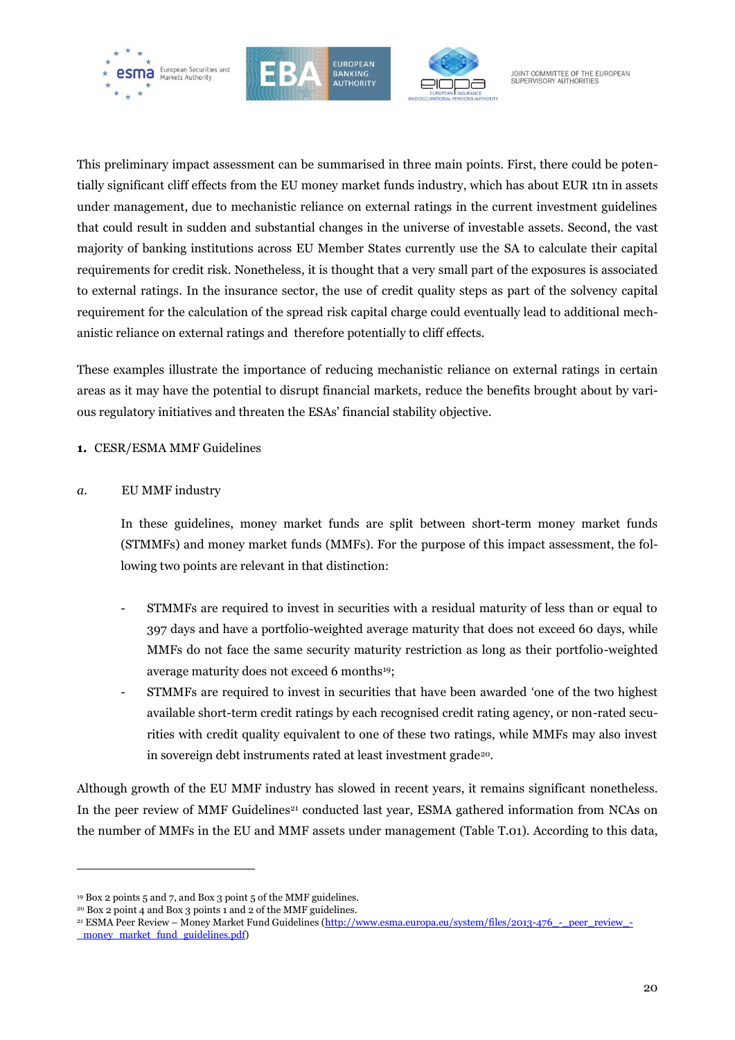This preliminary impact assessment can be summarised in three main points. First, there could be potentially significant cliff effects from the EU money market funds industry, which has about EUR 1tn in assets under management, due to mechanistic reliance on external ratings in the current investment guidelines that could result in sudden and substantial changes in the universe of investable assets. Second, the vast majority of banking institutions across EU Member States currently use the SA to calculate their capital requirements for credit risk. Nonetheless, it is thought that a very small part of the exposures is associated to external ratings. In the insurance sector, the use of credit quality steps as part of the solvency capital requirement for the calculation of the spread risk capital charge could eventually lead to additional mechanistic reliance on external ratings and therefore potentially to cliff effects.

These examples illustrate the importance of reducing mechanistic reliance on external ratings in certain areas as it may have the potential to disrupt financial markets, reduce the benefits brought about by various regulatory initiatives and threaten the ESAs' financial stability objective.

**1.** CESR/ESMA MMF Guidelines

*a.* EU MMF industry

In these guidelines, money market funds are split between short-term money market funds (STMMFs) and money market funds (MMFs). For the purpose of this impact assessment, the following two points are relevant in that distinction:

- STMMFs are required to invest in securities with a residual maturity of less than or equal to 397 days and have a portfolio-weighted average maturity that does not exceed 60 days, while MMFs do not face the same security maturity restriction as long as their portfolio-weighted average maturity does not exceed 6 months[19];
- STMMFs are required to invest in securities that have been awarded 'one of the two highest available short-term credit ratings by each recognised credit rating agency, or non-rated securities with credit quality equivalent to one of these two ratings, while MMFs may also invest in sovereign debt instruments rated at least investment grade[20].

Although growth of the EU MMF industry has slowed in recent years, it remains significant nonetheless. In the peer review of MMF Guidelines[21] conducted last year, ESMA gathered information from NCAs on the number of MMFs in the EU and MMF assets under management (Table T.01). According to this data,

---

[19] Box 2 points 5 and 7, and Box 3 point 5 of the MMF guidelines.

[20] Box 2 point 4 and Box 3 points 1 and 2 of the MMF guidelines.

[21] ESMA Peer Review – Money Market Fund Guidelines (http://www.esma.europa.eu/system/files/2013-476_-_peer_review_-_money_market_fund_guidelines.pdf)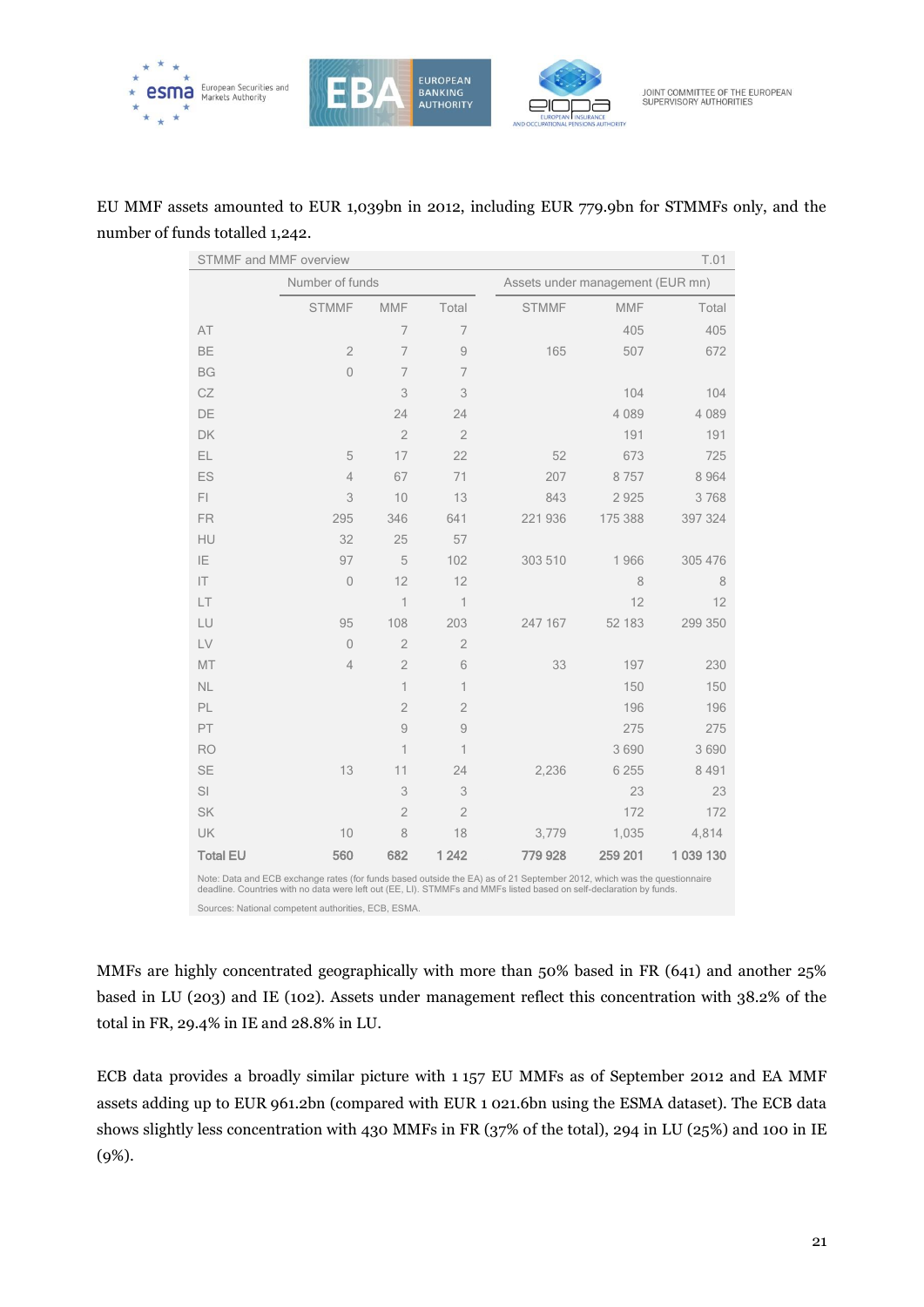EU MMF assets amounted to EUR 1,039bn in 2012, including EUR 779.9bn for STMMFs only, and the number of funds totalled 1,242.

| STMMF and MMF overview | | | | | | T.01 |
|---|---|---|---|---|---|---|
| | Number of funds | | | Assets under management (EUR mn) | | |
| | STMMF | MMF | Total | STMMF | MMF | Total |
| AT | | 7 | 7 | | 405 | 405 |
| BE | 2 | 7 | 9 | 165 | 507 | 672 |
| BG | 0 | 7 | 7 | | | |
| CZ | | 3 | 3 | | 104 | 104 |
| DE | | 24 | 24 | | 4 089 | 4 089 |
| DK | | 2 | 2 | | 191 | 191 |
| EL | 5 | 17 | 22 | 52 | 673 | 725 |
| ES | 4 | 67 | 71 | 207 | 8 757 | 8 964 |
| FI | 3 | 10 | 13 | 843 | 2 925 | 3 768 |
| FR | 295 | 346 | 641 | 221 936 | 175 388 | 397 324 |
| HU | 32 | 25 | 57 | | | |
| IE | 97 | 5 | 102 | 303 510 | 1 966 | 305 476 |
| IT | 0 | 12 | 12 | | 8 | 8 |
| LT | | 1 | 1 | | 12 | 12 |
| LU | 95 | 108 | 203 | 247 167 | 52 183 | 299 350 |
| LV | 0 | 2 | 2 | | | |
| MT | 4 | 2 | 6 | 33 | 197 | 230 |
| NL | | 1 | 1 | | 150 | 150 |
| PL | | 2 | 2 | | 196 | 196 |
| PT | | 9 | 9 | | 275 | 275 |
| RO | | 1 | 1 | | 3 690 | 3 690 |
| SE | 13 | 11 | 24 | 2,236 | 6 255 | 8 491 |
| SI | | 3 | 3 | | 23 | 23 |
| SK | | 2 | 2 | | 172 | 172 |
| UK | 10 | 8 | 18 | 3,779 | 1,035 | 4,814 |
| **Total EU** | **560** | **682** | **1 242** | **779 928** | **259 201** | **1 039 130** |

Note: Data and ECB exchange rates (for funds based outside the EA) as of 21 September 2012, which was the questionnaire deadline. Countries with no data were left out (EE, LI). STMMFs and MMFs listed based on self-declaration by funds.

Sources: National competent authorities, ECB, ESMA.

MMFs are highly concentrated geographically with more than 50% based in FR (641) and another 25% based in LU (203) and IE (102). Assets under management reflect this concentration with 38.2% of the total in FR, 29.4% in IE and 28.8% in LU.

ECB data provides a broadly similar picture with 1 157 EU MMFs as of September 2012 and EA MMF assets adding up to EUR 961.2bn (compared with EUR 1 021.6bn using the ESMA dataset). The ECB data shows slightly less concentration with 430 MMFs in FR (37% of the total), 294 in LU (25%) and 100 in IE (9%).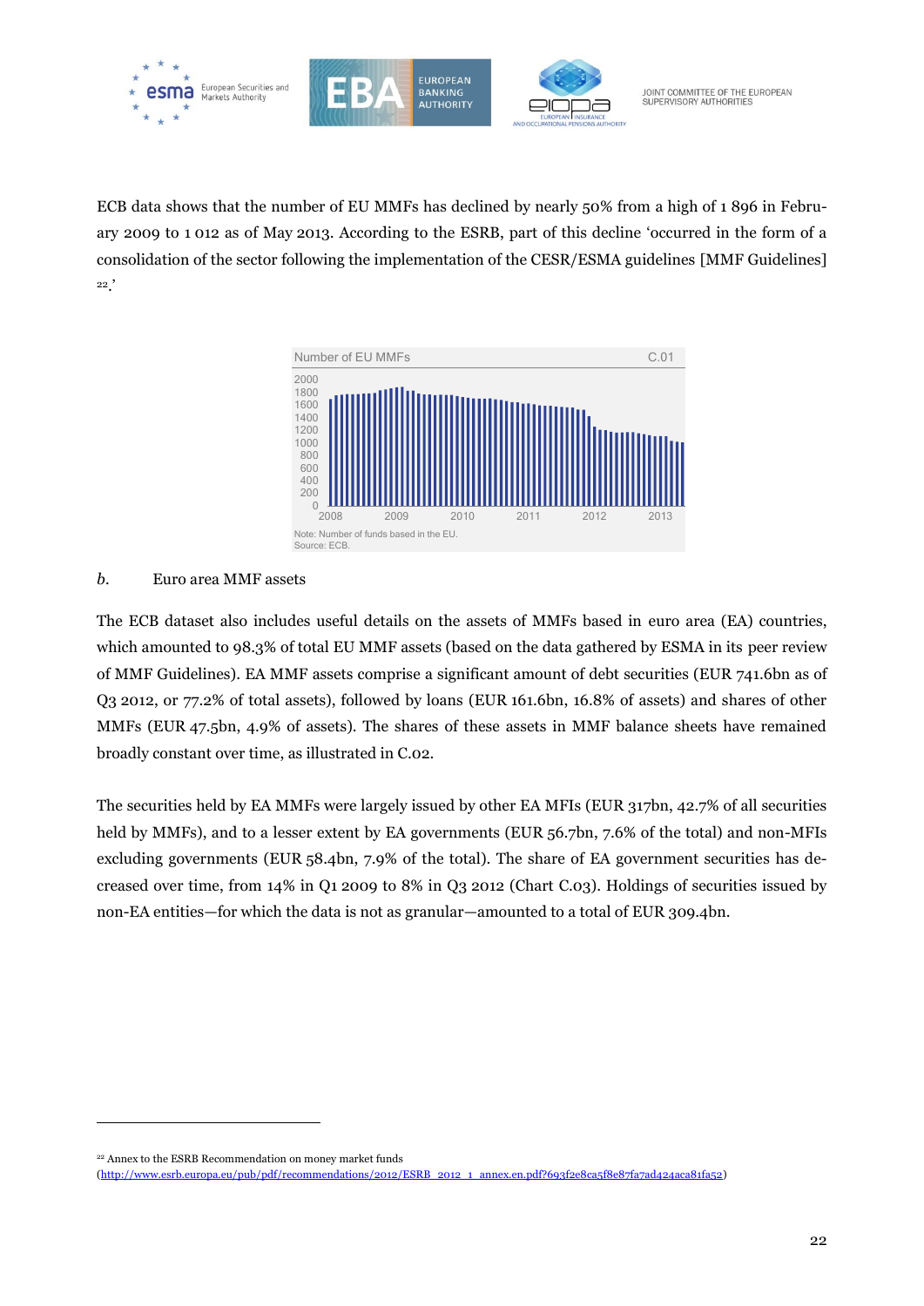ECB data shows that the number of EU MMFs has declined by nearly 50% from a high of 1 896 in February 2009 to 1 012 as of May 2013. According to the ESRB, part of this decline 'occurred in the form of a consolidation of the sector following the implementation of the CESR/ESMA guidelines [MMF Guidelines] [22].'

Number of EU MMFs C.01

Note: Number of funds based in the EU.
Source: ECB.

*b.* Euro area MMF assets

The ECB dataset also includes useful details on the assets of MMFs based in euro area (EA) countries, which amounted to 98.3% of total EU MMF assets (based on the data gathered by ESMA in its peer review of MMF Guidelines). EA MMF assets comprise a significant amount of debt securities (EUR 741.6bn as of Q3 2012, or 77.2% of total assets), followed by loans (EUR 161.6bn, 16.8% of assets) and shares of other MMFs (EUR 47.5bn, 4.9% of assets). The shares of these assets in MMF balance sheets have remained broadly constant over time, as illustrated in C.02.

The securities held by EA MMFs were largely issued by other EA MFIs (EUR 317bn, 42.7% of all securities held by MMFs), and to a lesser extent by EA governments (EUR 56.7bn, 7.6% of the total) and non-MFIs excluding governments (EUR 58.4bn, 7.9% of the total). The share of EA government securities has decreased over time, from 14% in Q1 2009 to 8% in Q3 2012 (Chart C.03). Holdings of securities issued by non-EA entities—for which the data is not as granular—amounted to a total of EUR 309.4bn.

[22] Annex to the ESRB Recommendation on money market funds (http://www.esrb.europa.eu/pub/pdf/recommendations/2012/ESRB_2012_1_annex.en.pdf?693f2e8ca5f8e87fa7ad424aca81fa52)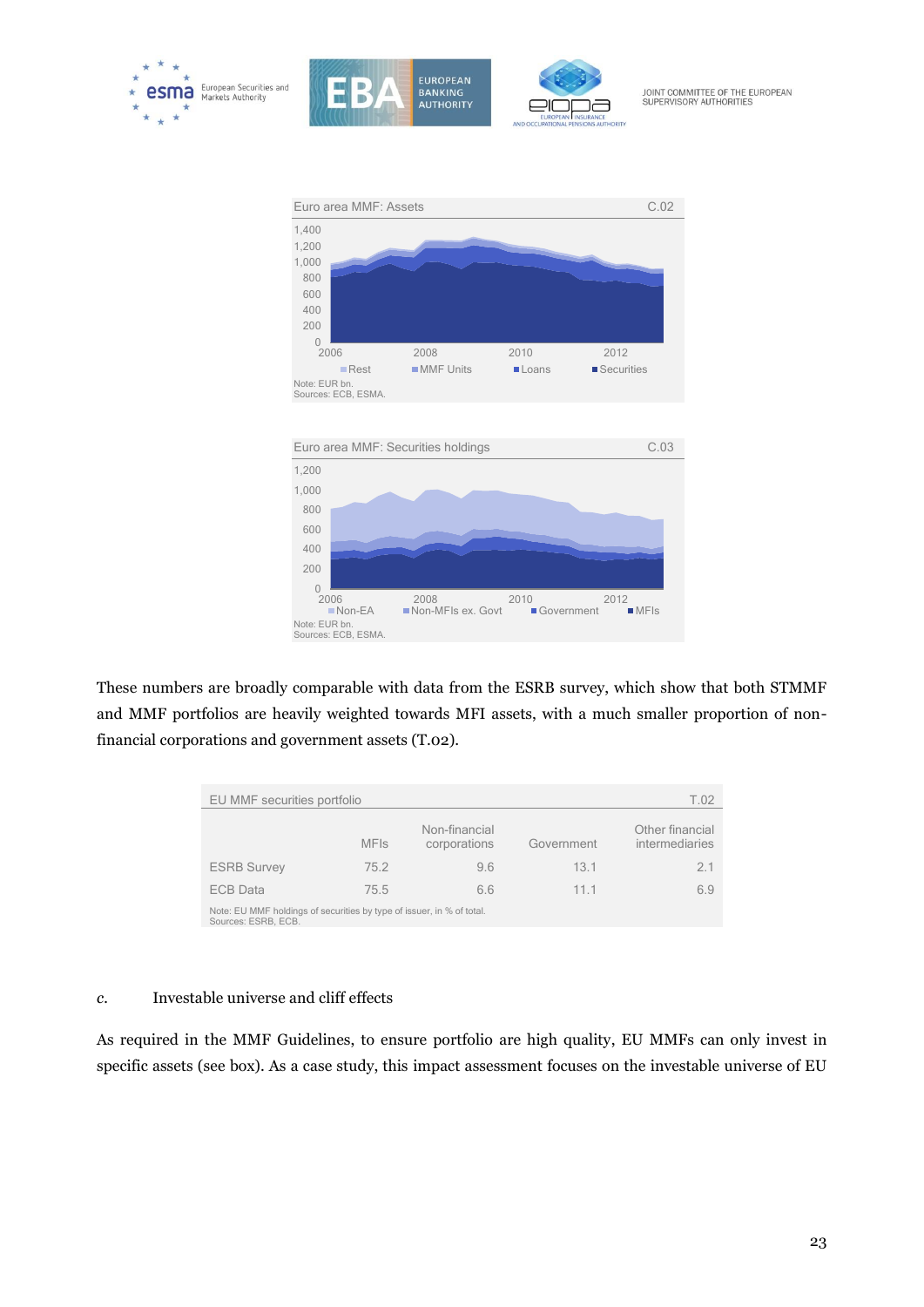Euro area MMF: Assets C.02

Note: EUR bn.
Sources: ECB, ESMA.

Euro area MMF: Securities holdings C.03

Note: EUR bn.
Sources: ECB, ESMA.

These numbers are broadly comparable with data from the ESRB survey, which show that both STMMF and MMF portfolios are heavily weighted towards MFI assets, with a much smaller proportion of non-financial corporations and government assets (T.02).

EU MMF securities portfolio T.02

| | MFIs | Non-financial corporations | Government | Other financial intermediaries |
|---|---|---|---|---|
| ESRB Survey | 75.2 | 9.6 | 13.1 | 2.1 |
| ECB Data | 75.5 | 6.6 | 11.1 | 6.9 |

Note: EU MMF holdings of securities by type of issuer, in % of total.
Sources: ESRB, ECB.

*c.* Investable universe and cliff effects

As required in the MMF Guidelines, to ensure portfolio are high quality, EU MMFs can only invest in specific assets (see box). As a case study, this impact assessment focuses on the investable universe of EU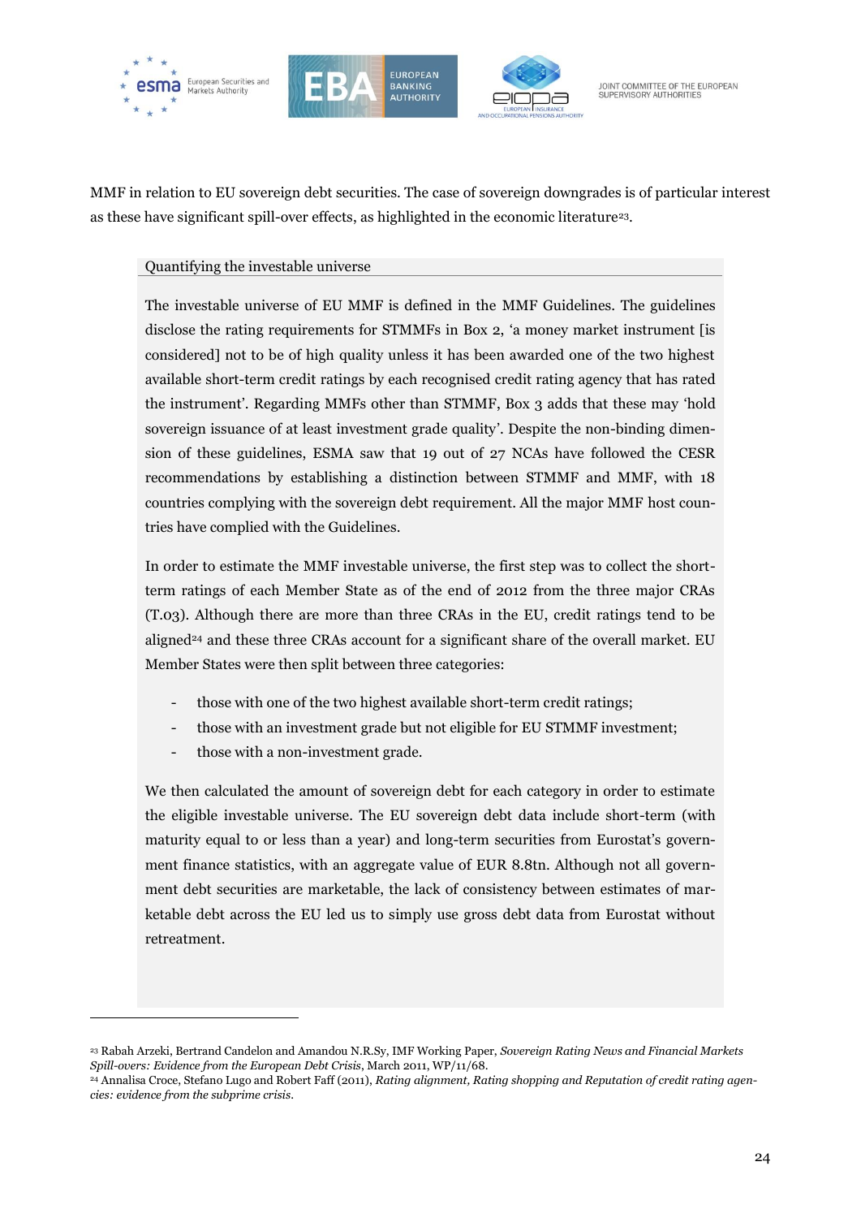MMF in relation to EU sovereign debt securities. The case of sovereign downgrades is of particular interest as these have significant spill-over effects, as highlighted in the economic literature[23].

**Quantifying the investable universe**

The investable universe of EU MMF is defined in the MMF Guidelines. The guidelines disclose the rating requirements for STMMFs in Box 2, 'a money market instrument [is considered] not to be of high quality unless it has been awarded one of the two highest available short-term credit ratings by each recognised credit rating agency that has rated the instrument'. Regarding MMFs other than STMMF, Box 3 adds that these may 'hold sovereign issuance of at least investment grade quality'. Despite the non-binding dimension of these guidelines, ESMA saw that 19 out of 27 NCAs have followed the CESR recommendations by establishing a distinction between STMMF and MMF, with 18 countries complying with the sovereign debt requirement. All the major MMF host countries have complied with the Guidelines.

In order to estimate the MMF investable universe, the first step was to collect the short-term ratings of each Member State as of the end of 2012 from the three major CRAs (T.03). Although there are more than three CRAs in the EU, credit ratings tend to be aligned[24] and these three CRAs account for a significant share of the overall market. EU Member States were then split between three categories:

- those with one of the two highest available short-term credit ratings;
- those with an investment grade but not eligible for EU STMMF investment;
- those with a non-investment grade.

We then calculated the amount of sovereign debt for each category in order to estimate the eligible investable universe. The EU sovereign debt data include short-term (with maturity equal to or less than a year) and long-term securities from Eurostat's government finance statistics, with an aggregate value of EUR 8.8tn. Although not all government debt securities are marketable, the lack of consistency between estimates of marketable debt across the EU led us to simply use gross debt data from Eurostat without retreatment.

---

[23] Rabah Arzeki, Bertrand Candelon and Amandou N.R.Sy, IMF Working Paper, *Sovereign Rating News and Financial Markets Spill-overs: Evidence from the European Debt Crisis*, March 2011, WP/11/68.

[24] Annalisa Croce, Stefano Lugo and Robert Faff (2011), *Rating alignment, Rating shopping and Reputation of credit rating agencies: evidence from the subprime crisis*.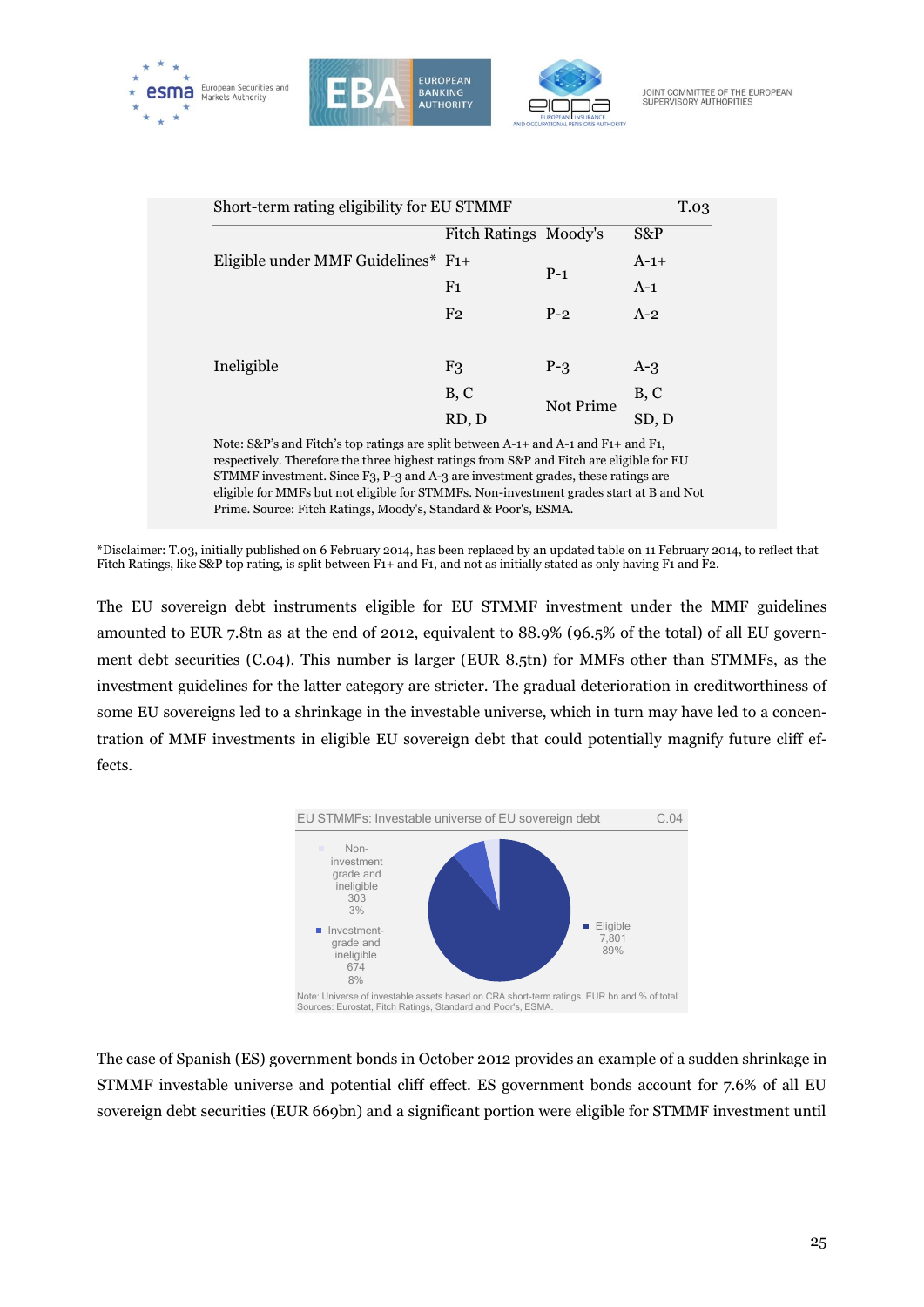**Short-term rating eligibility for EU STMMF** T.03

| | Fitch Ratings | Moody's | S&P |
|---|---|---|---|
| Eligible under MMF Guidelines* | F1+ | P-1 | A-1+ |
| | F1 | | A-1 |
| | F2 | P-2 | A-2 |
| Ineligible | F3 | P-3 | A-3 |
| | B, C | Not Prime | B, C |
| | RD, D | | SD, D |

Note: S&P's and Fitch's top ratings are split between A-1+ and A-1 and F1+ and F1, respectively. Therefore the three highest ratings from S&P and Fitch are eligible for EU STMMF investment. Since F3, P-3 and A-3 are investment grades, these ratings are eligible for MMFs but not eligible for STMMFs. Non-investment grades start at B and Not Prime. Source: Fitch Ratings, Moody's, Standard & Poor's, ESMA.

*Disclaimer: T.03, initially published on 6 February 2014, has been replaced by an updated table on 11 February 2014, to reflect that Fitch Ratings, like S&P top rating, is split between F1+ and F1, and not as initially stated as only having F1 and F2.

The EU sovereign debt instruments eligible for EU STMMF investment under the MMF guidelines amounted to EUR 7.8tn as at the end of 2012, equivalent to 88.9% (96.5% of the total) of all EU government debt securities (C.04). This number is larger (EUR 8.5tn) for MMFs other than STMMFs, as the investment guidelines for the latter category are stricter. The gradual deterioration in creditworthiness of some EU sovereigns led to a shrinkage in the investable universe, which in turn may have led to a concentration of MMF investments in eligible EU sovereign debt that could potentially magnify future cliff effects.

**EU STMMFs: Investable universe of EU sovereign debt** C.04

| Category | EUR bn | % of total |
|---|---|---|
| Eligible | 7,801 | 89% |
| Investment-grade and ineligible | 674 | 8% |
| Non-investment grade and ineligible | 303 | 3% |

Note: Universe of investable assets based on CRA short-term ratings. EUR bn and % of total.
Sources: Eurostat, Fitch Ratings, Standard and Poor's, ESMA.

The case of Spanish (ES) government bonds in October 2012 provides an example of a sudden shrinkage in STMMF investable universe and potential cliff effect. ES government bonds account for 7.6% of all EU sovereign debt securities (EUR 669bn) and a significant portion were eligible for STMMF investment until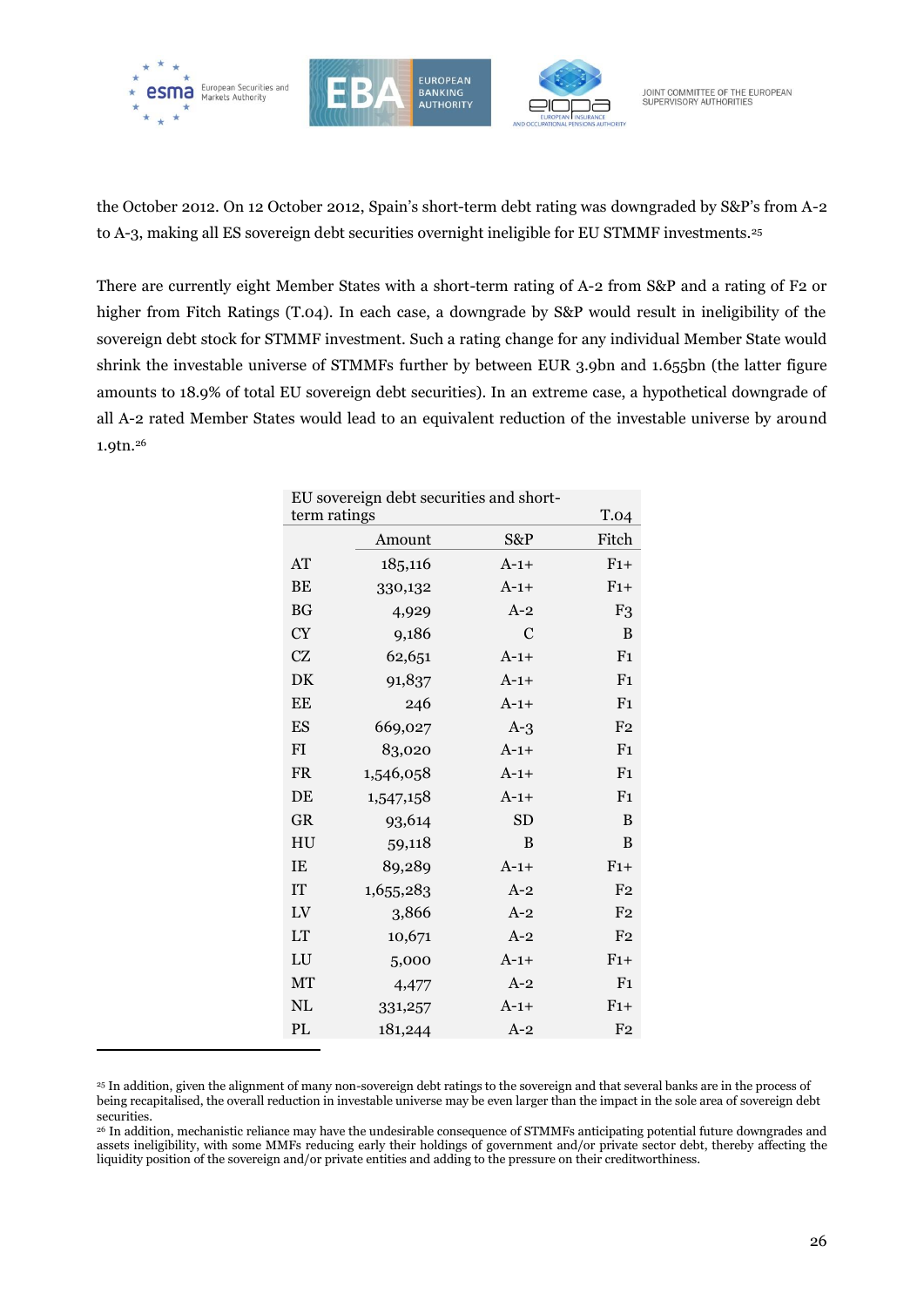the October 2012. On 12 October 2012, Spain's short-term debt rating was downgraded by S&P's from A-2 to A-3, making all ES sovereign debt securities overnight ineligible for EU STMMF investments.[25]

There are currently eight Member States with a short-term rating of A-2 from S&P and a rating of F2 or higher from Fitch Ratings (T.04). In each case, a downgrade by S&P would result in ineligibility of the sovereign debt stock for STMMF investment. Such a rating change for any individual Member State would shrink the investable universe of STMMFs further by between EUR 3.9bn and 1.655bn (the latter figure amounts to 18.9% of total EU sovereign debt securities). In an extreme case, a hypothetical downgrade of all A-2 rated Member States would lead to an equivalent reduction of the investable universe by around 1.9tn.[26]

| EU sovereign debt securities and short-term ratings | | | T.04 |
|---|---|---|---|
| | Amount | S&P | Fitch |
| AT | 185,116 | A-1+ | F1+ |
| BE | 330,132 | A-1+ | F1+ |
| BG | 4,929 | A-2 | F3 |
| CY | 9,186 | C | B |
| CZ | 62,651 | A-1+ | F1 |
| DK | 91,837 | A-1+ | F1 |
| EE | 246 | A-1+ | F1 |
| ES | 669,027 | A-3 | F2 |
| FI | 83,020 | A-1+ | F1 |
| FR | 1,546,058 | A-1+ | F1 |
| DE | 1,547,158 | A-1+ | F1 |
| GR | 93,614 | SD | B |
| HU | 59,118 | B | B |
| IE | 89,289 | A-1+ | F1+ |
| IT | 1,655,283 | A-2 | F2 |
| LV | 3,866 | A-2 | F2 |
| LT | 10,671 | A-2 | F2 |
| LU | 5,000 | A-1+ | F1+ |
| MT | 4,477 | A-2 | F1 |
| NL | 331,257 | A-1+ | F1+ |
| PL | 181,244 | A-2 | F2 |

[25] In addition, given the alignment of many non-sovereign debt ratings to the sovereign and that several banks are in the process of being recapitalised, the overall reduction in investable universe may be even larger than the impact in the sole area of sovereign debt securities.

[26] In addition, mechanistic reliance may have the undesirable consequence of STMMFs anticipating potential future downgrades and assets ineligibility, with some MMFs reducing early their holdings of government and/or private sector debt, thereby affecting the liquidity position of the sovereign and/or private entities and adding to the pressure on their creditworthiness.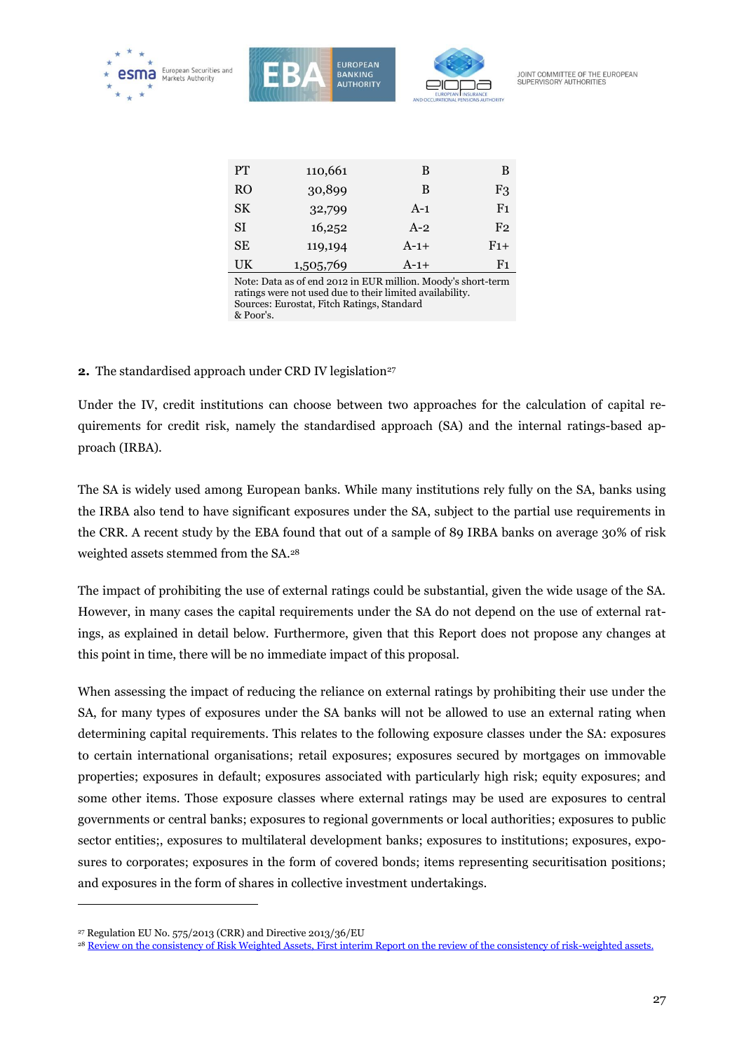| PT | 110,661 | B | B |
|---|---|---|---|
| RO | 30,899 | B | F3 |
| SK | 32,799 | A-1 | F1 |
| SI | 16,252 | A-2 | F2 |
| SE | 119,194 | A-1+ | F1+ |
| UK | 1,505,769 | A-1+ | F1 |

Note: Data as of end 2012 in EUR million. Moody's short-term ratings were not used due to their limited availability.
Sources: Eurostat, Fitch Ratings, Standard & Poor's.

**2.** The standardised approach under CRD IV legislation[27]

Under the IV, credit institutions can choose between two approaches for the calculation of capital requirements for credit risk, namely the standardised approach (SA) and the internal ratings-based approach (IRBA).

The SA is widely used among European banks. While many institutions rely fully on the SA, banks using the IRBA also tend to have significant exposures under the SA, subject to the partial use requirements in the CRR. A recent study by the EBA found that out of a sample of 89 IRBA banks on average 30% of risk weighted assets stemmed from the SA.[28]

The impact of prohibiting the use of external ratings could be substantial, given the wide usage of the SA. However, in many cases the capital requirements under the SA do not depend on the use of external ratings, as explained in detail below. Furthermore, given that this Report does not propose any changes at this point in time, there will be no immediate impact of this proposal.

When assessing the impact of reducing the reliance on external ratings by prohibiting their use under the SA, for many types of exposures under the SA banks will not be allowed to use an external rating when determining capital requirements. This relates to the following exposure classes under the SA: exposures to certain international organisations; retail exposures; exposures secured by mortgages on immovable properties; exposures in default; exposures associated with particularly high risk; equity exposures; and some other items. Those exposure classes where external ratings may be used are exposures to central governments or central banks; exposures to regional governments or local authorities; exposures to public sector entities;, exposures to multilateral development banks; exposures to institutions; exposures, exposures to corporates; exposures in the form of covered bonds; items representing securitisation positions; and exposures in the form of shares in collective investment undertakings.

[27] Regulation EU No. 575/2013 (CRR) and Directive 2013/36/EU

[28] Review on the consistency of Risk Weighted Assets, First interim Report on the review of the consistency of risk-weighted assets.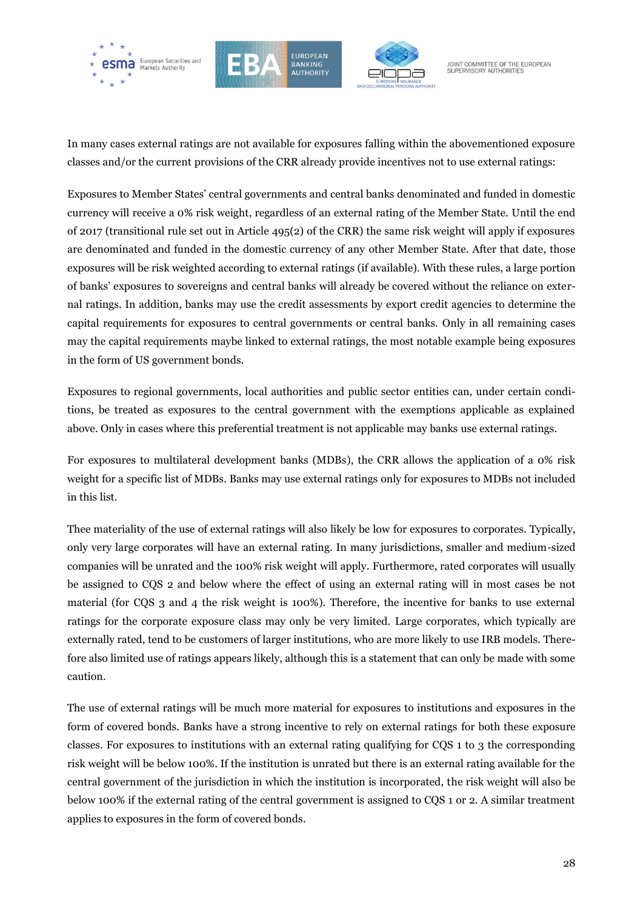In many cases external ratings are not available for exposures falling within the abovementioned exposure classes and/or the current provisions of the CRR already provide incentives not to use external ratings:

Exposures to Member States' central governments and central banks denominated and funded in domestic currency will receive a 0% risk weight, regardless of an external rating of the Member State. Until the end of 2017 (transitional rule set out in Article 495(2) of the CRR) the same risk weight will apply if exposures are denominated and funded in the domestic currency of any other Member State. After that date, those exposures will be risk weighted according to external ratings (if available). With these rules, a large portion of banks' exposures to sovereigns and central banks will already be covered without the reliance on external ratings. In addition, banks may use the credit assessments by export credit agencies to determine the capital requirements for exposures to central governments or central banks. Only in all remaining cases may the capital requirements maybe linked to external ratings, the most notable example being exposures in the form of US government bonds.

Exposures to regional governments, local authorities and public sector entities can, under certain conditions, be treated as exposures to the central government with the exemptions applicable as explained above. Only in cases where this preferential treatment is not applicable may banks use external ratings.

For exposures to multilateral development banks (MDBs), the CRR allows the application of a 0% risk weight for a specific list of MDBs. Banks may use external ratings only for exposures to MDBs not included in this list.

Thee materiality of the use of external ratings will also likely be low for exposures to corporates. Typically, only very large corporates will have an external rating. In many jurisdictions, smaller and medium-sized companies will be unrated and the 100% risk weight will apply. Furthermore, rated corporates will usually be assigned to CQS 2 and below where the effect of using an external rating will in most cases be not material (for CQS 3 and 4 the risk weight is 100%). Therefore, the incentive for banks to use external ratings for the corporate exposure class may only be very limited. Large corporates, which typically are externally rated, tend to be customers of larger institutions, who are more likely to use IRB models. Therefore also limited use of ratings appears likely, although this is a statement that can only be made with some caution.

The use of external ratings will be much more material for exposures to institutions and exposures in the form of covered bonds. Banks have a strong incentive to rely on external ratings for both these exposure classes. For exposures to institutions with an external rating qualifying for CQS 1 to 3 the corresponding risk weight will be below 100%. If the institution is unrated but there is an external rating available for the central government of the jurisdiction in which the institution is incorporated, the risk weight will also be below 100% if the external rating of the central government is assigned to CQS 1 or 2. A similar treatment applies to exposures in the form of covered bonds.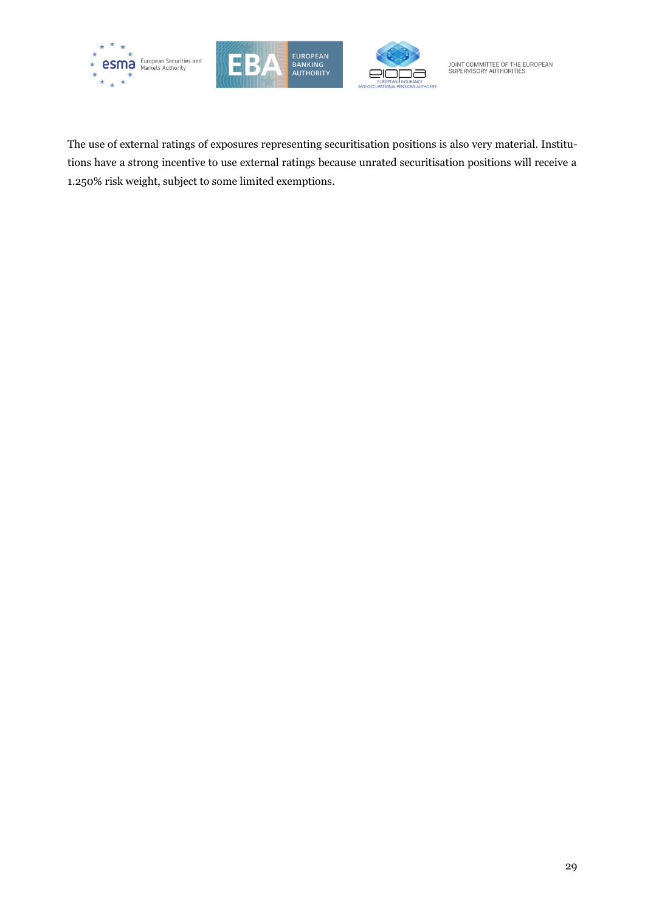The use of external ratings of exposures representing securitisation positions is also very material. Institutions have a strong incentive to use external ratings because unrated securitisation positions will receive a 1.250% risk weight, subject to some limited exemptions.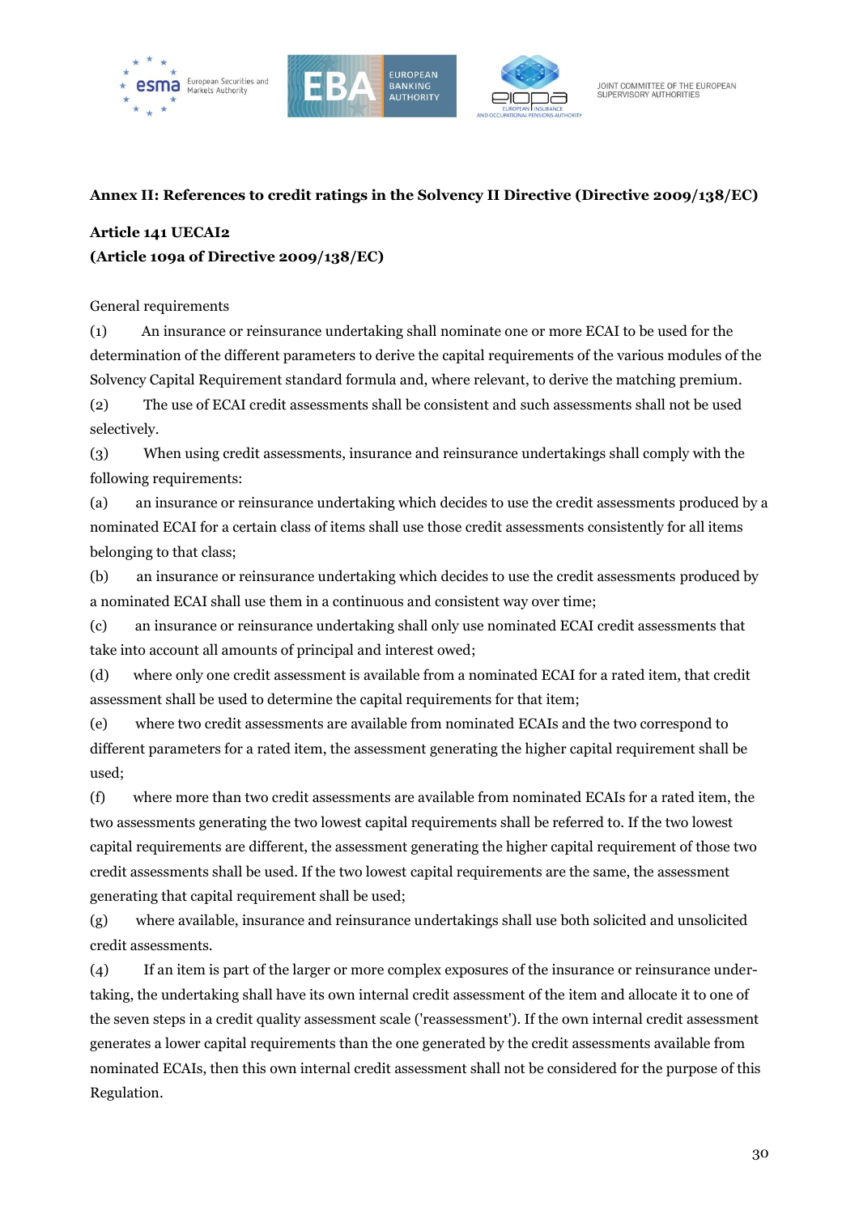**Annex II: References to credit ratings in the Solvency II Directive (Directive 2009/138/EC)**

**Article 141 UECAI2**
**(Article 109a of Directive 2009/138/EC)**

General requirements

(1) An insurance or reinsurance undertaking shall nominate one or more ECAI to be used for the determination of the different parameters to derive the capital requirements of the various modules of the Solvency Capital Requirement standard formula and, where relevant, to derive the matching premium.

(2) The use of ECAI credit assessments shall be consistent and such assessments shall not be used selectively.

(3) When using credit assessments, insurance and reinsurance undertakings shall comply with the following requirements:

(a) an insurance or reinsurance undertaking which decides to use the credit assessments produced by a nominated ECAI for a certain class of items shall use those credit assessments consistently for all items belonging to that class;

(b) an insurance or reinsurance undertaking which decides to use the credit assessments produced by a nominated ECAI shall use them in a continuous and consistent way over time;

(c) an insurance or reinsurance undertaking shall only use nominated ECAI credit assessments that take into account all amounts of principal and interest owed;

(d) where only one credit assessment is available from a nominated ECAI for a rated item, that credit assessment shall be used to determine the capital requirements for that item;

(e) where two credit assessments are available from nominated ECAIs and the two correspond to different parameters for a rated item, the assessment generating the higher capital requirement shall be used;

(f) where more than two credit assessments are available from nominated ECAIs for a rated item, the two assessments generating the two lowest capital requirements shall be referred to. If the two lowest capital requirements are different, the assessment generating the higher capital requirement of those two credit assessments shall be used. If the two lowest capital requirements are the same, the assessment generating that capital requirement shall be used;

(g) where available, insurance and reinsurance undertakings shall use both solicited and unsolicited credit assessments.

(4) If an item is part of the larger or more complex exposures of the insurance or reinsurance undertaking, the undertaking shall have its own internal credit assessment of the item and allocate it to one of the seven steps in a credit quality assessment scale ('reassessment'). If the own internal credit assessment generates a lower capital requirements than the one generated by the credit assessments available from nominated ECAIs, then this own internal credit assessment shall not be considered for the purpose of this Regulation.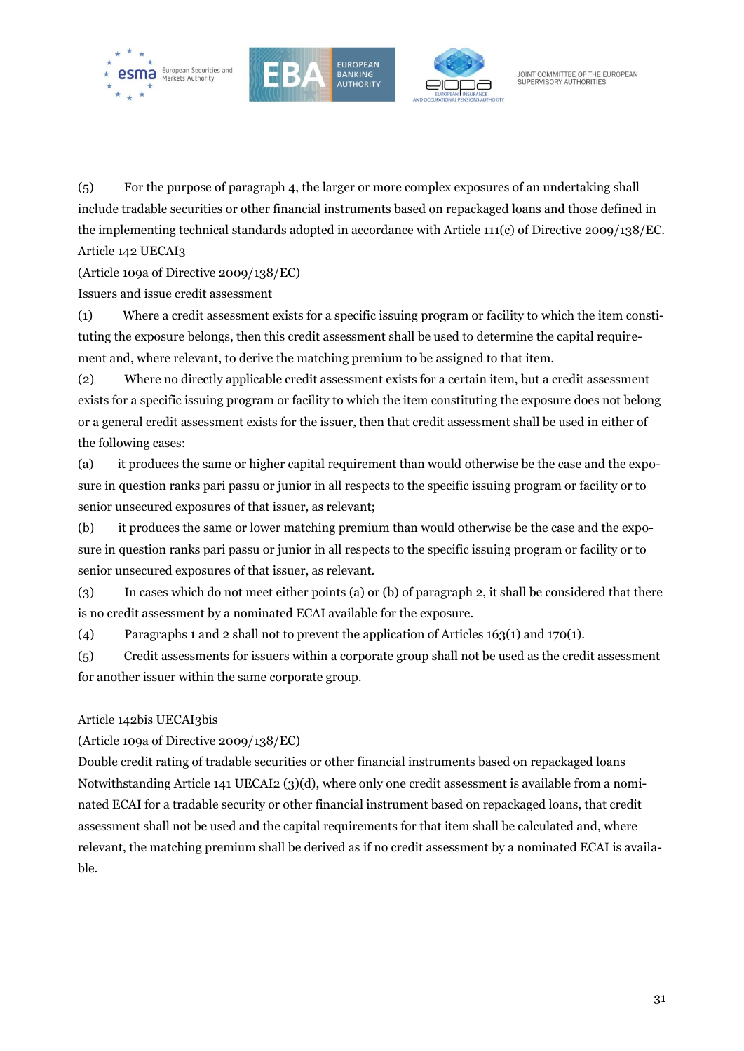(5) For the purpose of paragraph 4, the larger or more complex exposures of an undertaking shall include tradable securities or other financial instruments based on repackaged loans and those defined in the implementing technical standards adopted in accordance with Article 111(c) of Directive 2009/138/EC.

Article 142 UECAI3

(Article 109a of Directive 2009/138/EC)

Issuers and issue credit assessment

(1) Where a credit assessment exists for a specific issuing program or facility to which the item constituting the exposure belongs, then this credit assessment shall be used to determine the capital requirement and, where relevant, to derive the matching premium to be assigned to that item.

(2) Where no directly applicable credit assessment exists for a certain item, but a credit assessment exists for a specific issuing program or facility to which the item constituting the exposure does not belong or a general credit assessment exists for the issuer, then that credit assessment shall be used in either of the following cases:

(a) it produces the same or higher capital requirement than would otherwise be the case and the exposure in question ranks pari passu or junior in all respects to the specific issuing program or facility or to senior unsecured exposures of that issuer, as relevant;

(b) it produces the same or lower matching premium than would otherwise be the case and the exposure in question ranks pari passu or junior in all respects to the specific issuing program or facility or to senior unsecured exposures of that issuer, as relevant.

(3) In cases which do not meet either points (a) or (b) of paragraph 2, it shall be considered that there is no credit assessment by a nominated ECAI available for the exposure.

(4) Paragraphs 1 and 2 shall not to prevent the application of Articles 163(1) and 170(1).

(5) Credit assessments for issuers within a corporate group shall not be used as the credit assessment for another issuer within the same corporate group.

Article 142bis UECAI3bis

(Article 109a of Directive 2009/138/EC)

Double credit rating of tradable securities or other financial instruments based on repackaged loans

Notwithstanding Article 141 UECAI2 (3)(d), where only one credit assessment is available from a nominated ECAI for a tradable security or other financial instrument based on repackaged loans, that credit assessment shall not be used and the capital requirements for that item shall be calculated and, where relevant, the matching premium shall be derived as if no credit assessment by a nominated ECAI is available.